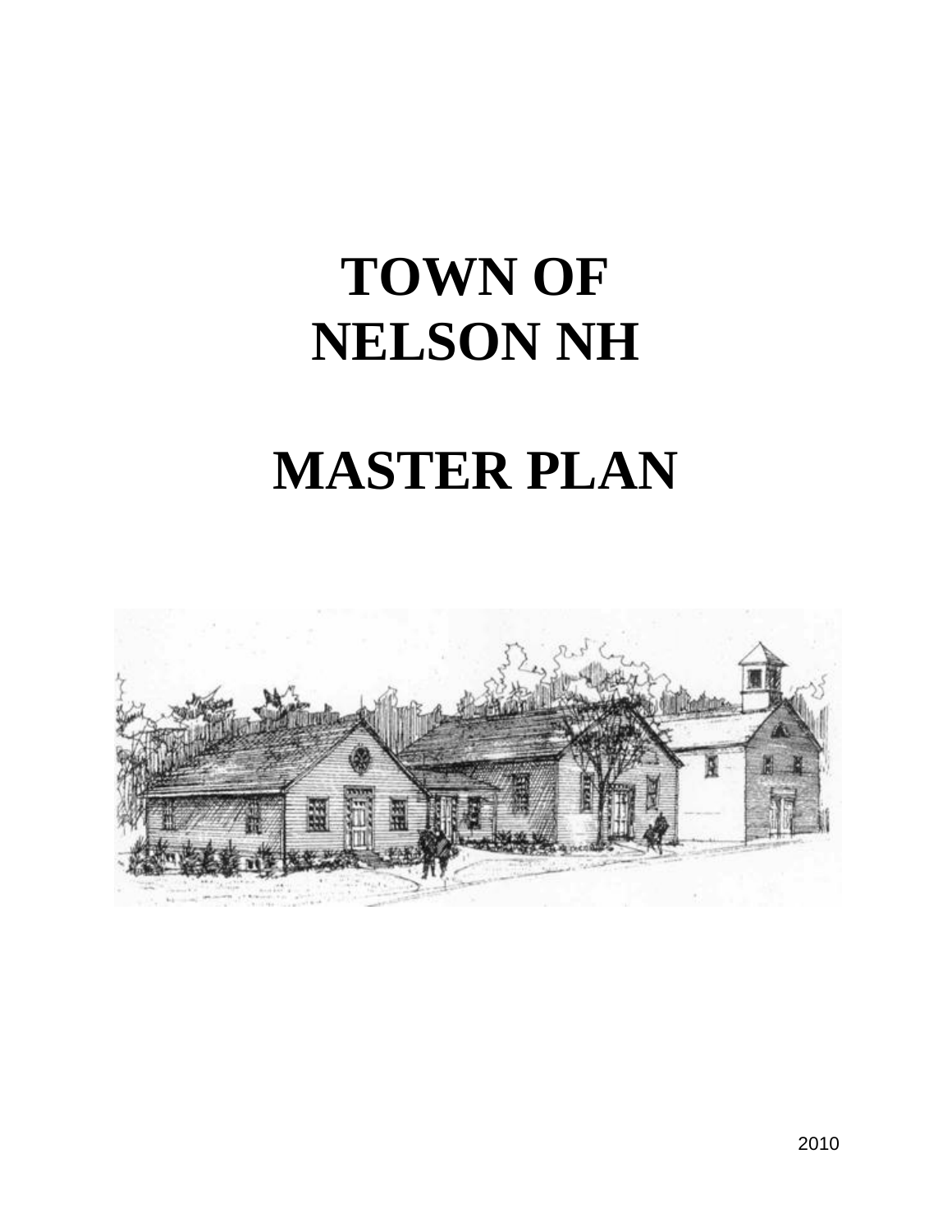# TOWN OF NELSON NH

# MASTER PLAN

2010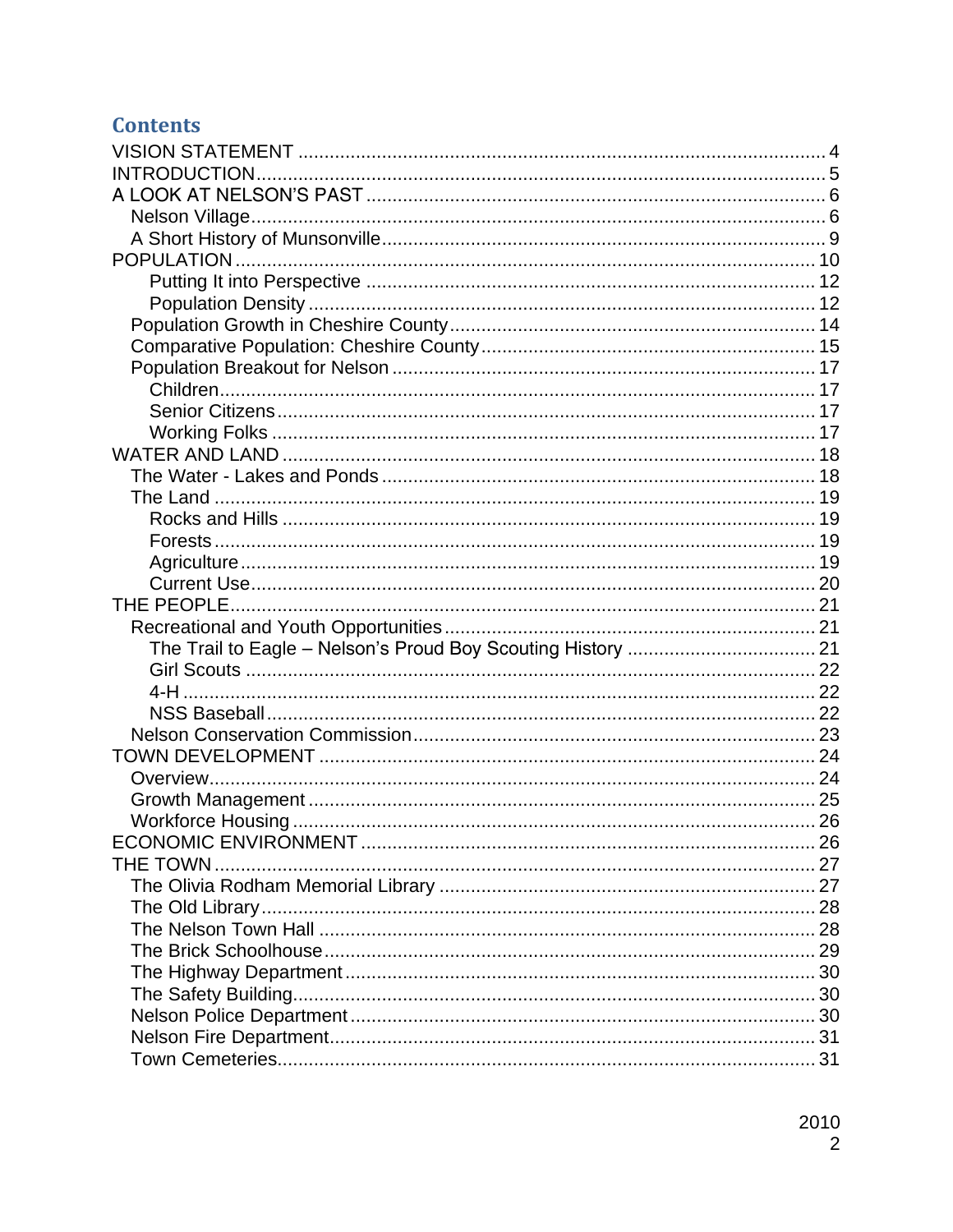## Contents

- VISION STATEMENT ........ 4
- INTRODUCTION ........ 5
- A LOOK AT NELSON'S PAST ........ 6
  - Nelson Village ........ 6
  - A Short History of Munsonville ........ 9
- POPULATION ........ 10
    - Putting It into Perspective ........ 12
    - Population Density ........ 12
  - Population Growth in Cheshire County ........ 14
  - Comparative Population: Cheshire County ........ 15
  - Population Breakout for Nelson ........ 17
    - Children ........ 17
    - Senior Citizens ........ 17
    - Working Folks ........ 17
- WATER AND LAND ........ 18
  - The Water - Lakes and Ponds ........ 18
  - The Land ........ 19
    - Rocks and Hills ........ 19
    - Forests ........ 19
    - Agriculture ........ 19
    - Current Use ........ 20
- THE PEOPLE ........ 21
  - Recreational and Youth Opportunities ........ 21
    - The Trail to Eagle – Nelson's Proud Boy Scouting History ........ 21
    - Girl Scouts ........ 22
    - 4-H ........ 22
    - NSS Baseball ........ 22
  - Nelson Conservation Commission ........ 23
- TOWN DEVELOPMENT ........ 24
  - Overview ........ 24
  - Growth Management ........ 25
  - Workforce Housing ........ 26
- ECONOMIC ENVIRONMENT ........ 26
- THE TOWN ........ 27
  - The Olivia Rodham Memorial Library ........ 27
  - The Old Library ........ 28
  - The Nelson Town Hall ........ 28
  - The Brick Schoolhouse ........ 29
  - The Highway Department ........ 30
  - The Safety Building ........ 30
  - Nelson Police Department ........ 30
  - Nelson Fire Department ........ 31
  - Town Cemeteries ........ 31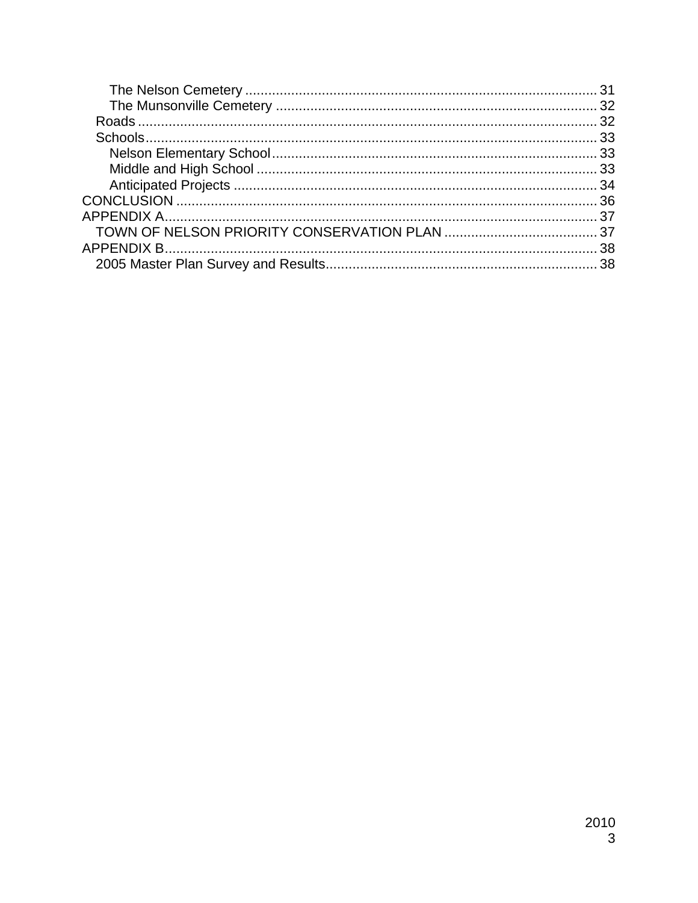- The Nelson Cemetery ............ 31
- The Munsonville Cemetery ............ 32
- Roads ............ 32
- Schools ............ 33
  - Nelson Elementary School ............ 33
  - Middle and High School ............ 33
  - Anticipated Projects ............ 34

CONCLUSION ............ 36

APPENDIX A ............ 37

- TOWN OF NELSON PRIORITY CONSERVATION PLAN ............ 37

APPENDIX B ............ 38

- 2005 Master Plan Survey and Results ............ 38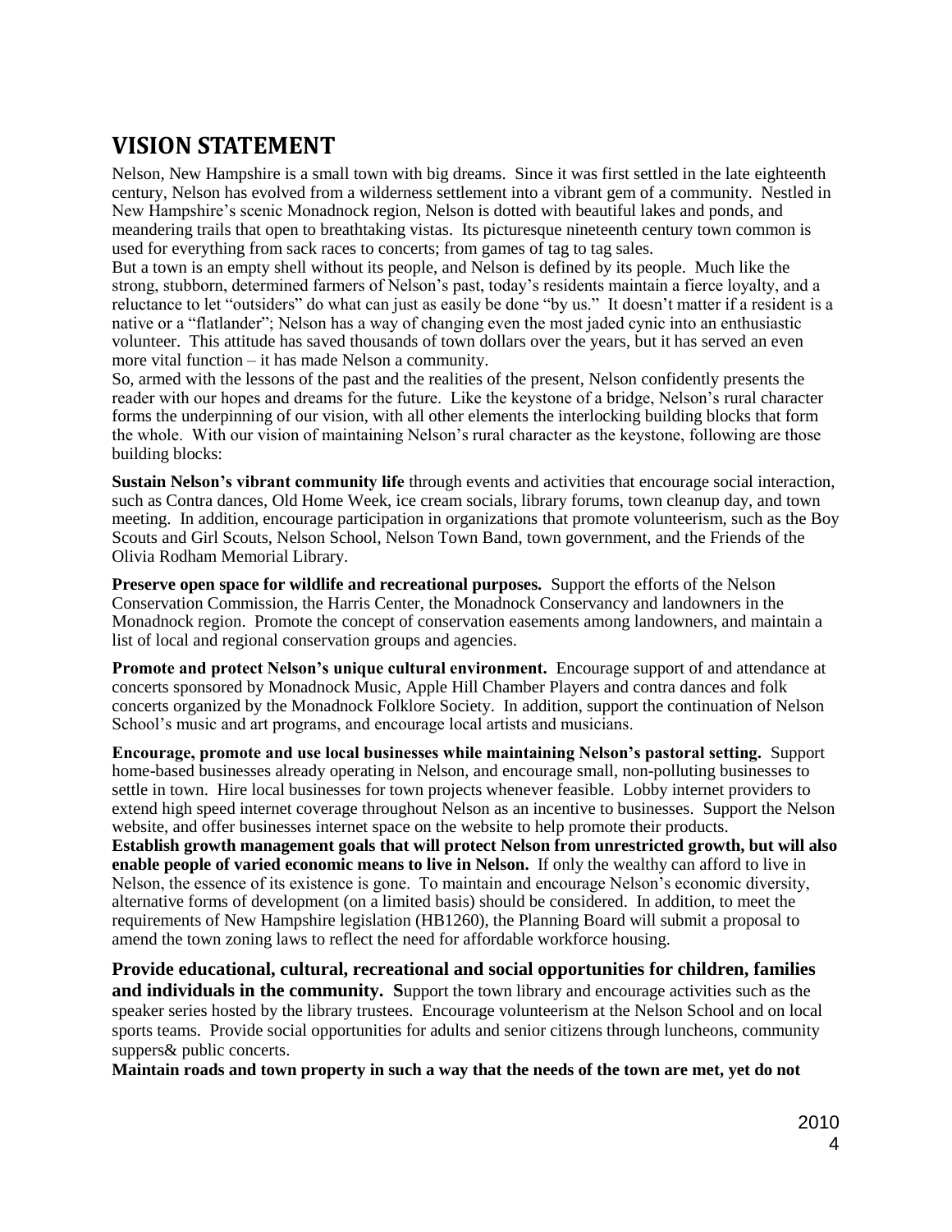## VISION STATEMENT

Nelson, New Hampshire is a small town with big dreams. Since it was first settled in the late eighteenth century, Nelson has evolved from a wilderness settlement into a vibrant gem of a community. Nestled in New Hampshire's scenic Monadnock region, Nelson is dotted with beautiful lakes and ponds, and meandering trails that open to breathtaking vistas. Its picturesque nineteenth century town common is used for everything from sack races to concerts; from games of tag to tag sales.

But a town is an empty shell without its people, and Nelson is defined by its people. Much like the strong, stubborn, determined farmers of Nelson's past, today's residents maintain a fierce loyalty, and a reluctance to let "outsiders" do what can just as easily be done "by us." It doesn't matter if a resident is a native or a "flatlander"; Nelson has a way of changing even the most jaded cynic into an enthusiastic volunteer. This attitude has saved thousands of town dollars over the years, but it has served an even more vital function – it has made Nelson a community.

So, armed with the lessons of the past and the realities of the present, Nelson confidently presents the reader with our hopes and dreams for the future. Like the keystone of a bridge, Nelson's rural character forms the underpinning of our vision, with all other elements the interlocking building blocks that form the whole. With our vision of maintaining Nelson's rural character as the keystone, following are those building blocks:

**Sustain Nelson's vibrant community life** through events and activities that encourage social interaction, such as Contra dances, Old Home Week, ice cream socials, library forums, town cleanup day, and town meeting. In addition, encourage participation in organizations that promote volunteerism, such as the Boy Scouts and Girl Scouts, Nelson School, Nelson Town Band, town government, and the Friends of the Olivia Rodham Memorial Library.

**Preserve open space for wildlife and recreational purposes.** Support the efforts of the Nelson Conservation Commission, the Harris Center, the Monadnock Conservancy and landowners in the Monadnock region. Promote the concept of conservation easements among landowners, and maintain a list of local and regional conservation groups and agencies.

**Promote and protect Nelson's unique cultural environment.** Encourage support of and attendance at concerts sponsored by Monadnock Music, Apple Hill Chamber Players and contra dances and folk concerts organized by the Monadnock Folklore Society. In addition, support the continuation of Nelson School's music and art programs, and encourage local artists and musicians.

**Encourage, promote and use local businesses while maintaining Nelson's pastoral setting.** Support home-based businesses already operating in Nelson, and encourage small, non-polluting businesses to settle in town. Hire local businesses for town projects whenever feasible. Lobby internet providers to extend high speed internet coverage throughout Nelson as an incentive to businesses. Support the Nelson website, and offer businesses internet space on the website to help promote their products.

**Establish growth management goals that will protect Nelson from unrestricted growth, but will also enable people of varied economic means to live in Nelson.** If only the wealthy can afford to live in Nelson, the essence of its existence is gone. To maintain and encourage Nelson's economic diversity, alternative forms of development (on a limited basis) should be considered. In addition, to meet the requirements of New Hampshire legislation (HB1260), the Planning Board will submit a proposal to amend the town zoning laws to reflect the need for affordable workforce housing.

**Provide educational, cultural, recreational and social opportunities for children, families and individuals in the community.** Support the town library and encourage activities such as the speaker series hosted by the library trustees. Encourage volunteerism at the Nelson School and on local sports teams. Provide social opportunities for adults and senior citizens through luncheons, community suppers& public concerts.

**Maintain roads and town property in such a way that the needs of the town are met, yet do not**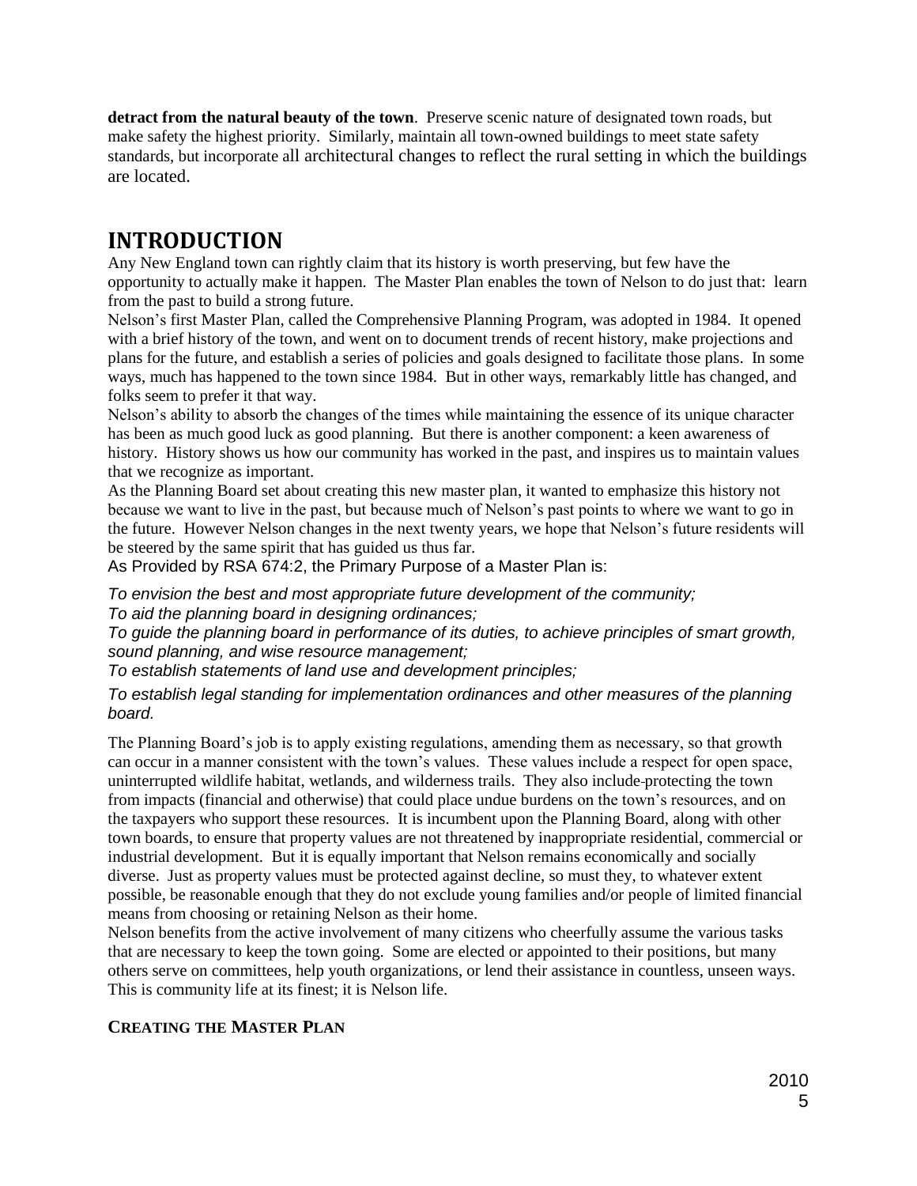**detract from the natural beauty of the town**. Preserve scenic nature of designated town roads, but make safety the highest priority. Similarly, maintain all town-owned buildings to meet state safety standards, but incorporate all architectural changes to reflect the rural setting in which the buildings are located.

# INTRODUCTION

Any New England town can rightly claim that its history is worth preserving, but few have the opportunity to actually make it happen. The Master Plan enables the town of Nelson to do just that: learn from the past to build a strong future.

Nelson's first Master Plan, called the Comprehensive Planning Program, was adopted in 1984. It opened with a brief history of the town, and went on to document trends of recent history, make projections and plans for the future, and establish a series of policies and goals designed to facilitate those plans. In some ways, much has happened to the town since 1984. But in other ways, remarkably little has changed, and folks seem to prefer it that way.

Nelson's ability to absorb the changes of the times while maintaining the essence of its unique character has been as much good luck as good planning. But there is another component: a keen awareness of history. History shows us how our community has worked in the past, and inspires us to maintain values that we recognize as important.

As the Planning Board set about creating this new master plan, it wanted to emphasize this history not because we want to live in the past, but because much of Nelson's past points to where we want to go in the future. However Nelson changes in the next twenty years, we hope that Nelson's future residents will be steered by the same spirit that has guided us thus far.

As Provided by RSA 674:2, the Primary Purpose of a Master Plan is:

*To envision the best and most appropriate future development of the community;*

*To aid the planning board in designing ordinances;*

*To guide the planning board in performance of its duties, to achieve principles of smart growth, sound planning, and wise resource management;*

*To establish statements of land use and development principles;*

*To establish legal standing for implementation ordinances and other measures of the planning board.*

The Planning Board's job is to apply existing regulations, amending them as necessary, so that growth can occur in a manner consistent with the town's values. These values include a respect for open space, uninterrupted wildlife habitat, wetlands, and wilderness trails. They also include protecting the town from impacts (financial and otherwise) that could place undue burdens on the town's resources, and on the taxpayers who support these resources. It is incumbent upon the Planning Board, along with other town boards, to ensure that property values are not threatened by inappropriate residential, commercial or industrial development. But it is equally important that Nelson remains economically and socially diverse. Just as property values must be protected against decline, so must they, to whatever extent possible, be reasonable enough that they do not exclude young families and/or people of limited financial means from choosing or retaining Nelson as their home.

Nelson benefits from the active involvement of many citizens who cheerfully assume the various tasks that are necessary to keep the town going. Some are elected or appointed to their positions, but many others serve on committees, help youth organizations, or lend their assistance in countless, unseen ways. This is community life at its finest; it is Nelson life.

### CREATING THE MASTER PLAN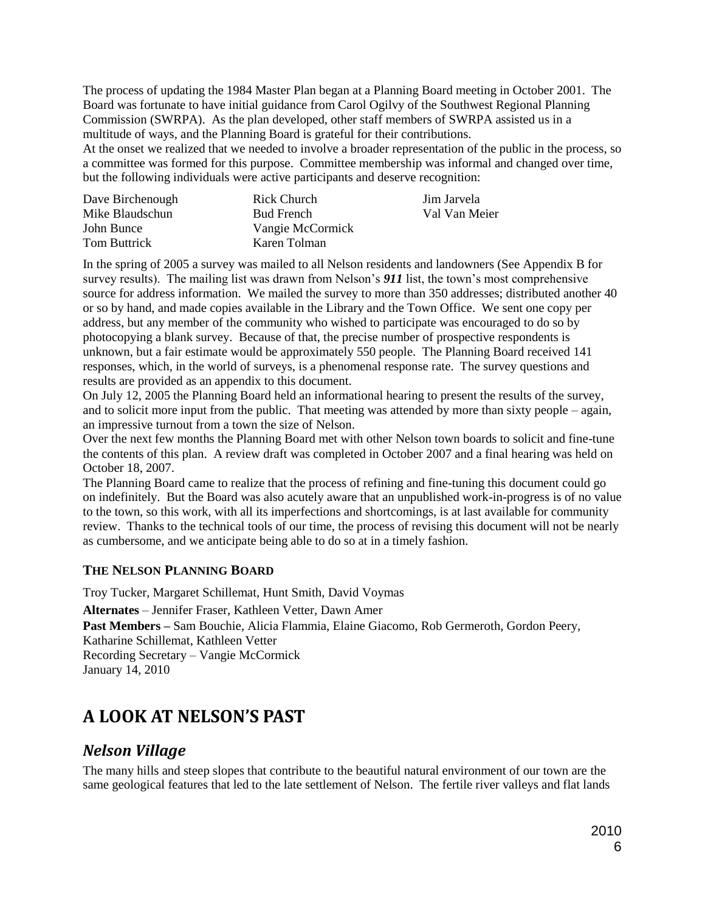The process of updating the 1984 Master Plan began at a Planning Board meeting in October 2001. The Board was fortunate to have initial guidance from Carol Ogilvy of the Southwest Regional Planning Commission (SWRPA). As the plan developed, other staff members of SWRPA assisted us in a multitude of ways, and the Planning Board is grateful for their contributions.

At the onset we realized that we needed to involve a broader representation of the public in the process, so a committee was formed for this purpose. Committee membership was informal and changed over time, but the following individuals were active participants and deserve recognition:

| | | |
|---|---|---|
| Dave Birchenough | Rick Church | Jim Jarvela |
| Mike Blaudschun | Bud French | Val Van Meier |
| John Bunce | Vangie McCormick | |
| Tom Buttrick | Karen Tolman | |

In the spring of 2005 a survey was mailed to all Nelson residents and landowners (See Appendix B for survey results). The mailing list was drawn from Nelson's ***911*** list, the town's most comprehensive source for address information. We mailed the survey to more than 350 addresses; distributed another 40 or so by hand, and made copies available in the Library and the Town Office. We sent one copy per address, but any member of the community who wished to participate was encouraged to do so by photocopying a blank survey. Because of that, the precise number of prospective respondents is unknown, but a fair estimate would be approximately 550 people. The Planning Board received 141 responses, which, in the world of surveys, is a phenomenal response rate. The survey questions and results are provided as an appendix to this document.

On July 12, 2005 the Planning Board held an informational hearing to present the results of the survey, and to solicit more input from the public. That meeting was attended by more than sixty people – again, an impressive turnout from a town the size of Nelson.

Over the next few months the Planning Board met with other Nelson town boards to solicit and fine-tune the contents of this plan. A review draft was completed in October 2007 and a final hearing was held on October 18, 2007.

The Planning Board came to realize that the process of refining and fine-tuning this document could go on indefinitely. But the Board was also acutely aware that an unpublished work-in-progress is of no value to the town, so this work, with all its imperfections and shortcomings, is at last available for community review. Thanks to the technical tools of our time, the process of revising this document will not be nearly as cumbersome, and we anticipate being able to do so at in a timely fashion.

**THE NELSON PLANNING BOARD**

Troy Tucker, Margaret Schillemat, Hunt Smith, David Voymas

**Alternates** – Jennifer Fraser, Kathleen Vetter, Dawn Amer

**Past Members –** Sam Bouchie, Alicia Flammia, Elaine Giacomo, Rob Germeroth, Gordon Peery, Katharine Schillemat, Kathleen Vetter

Recording Secretary – Vangie McCormick

January 14, 2010

# A LOOK AT NELSON'S PAST

## *Nelson Village*

The many hills and steep slopes that contribute to the beautiful natural environment of our town are the same geological features that led to the late settlement of Nelson. The fertile river valleys and flat lands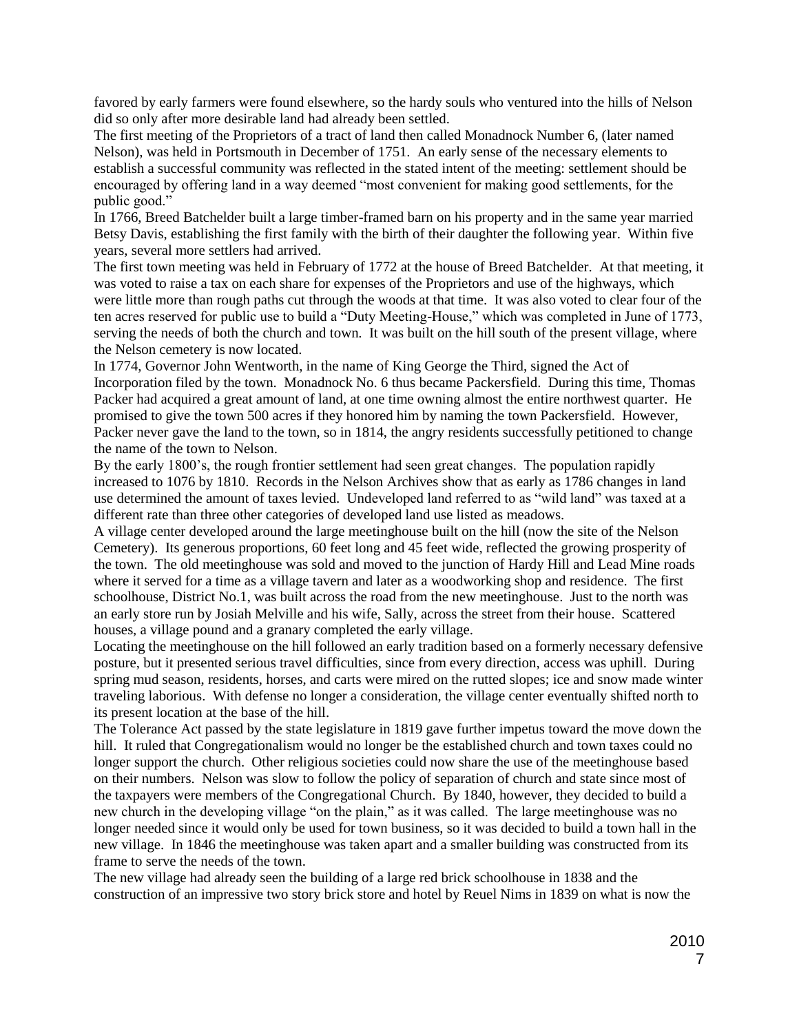favored by early farmers were found elsewhere, so the hardy souls who ventured into the hills of Nelson did so only after more desirable land had already been settled.

The first meeting of the Proprietors of a tract of land then called Monadnock Number 6, (later named Nelson), was held in Portsmouth in December of 1751. An early sense of the necessary elements to establish a successful community was reflected in the stated intent of the meeting: settlement should be encouraged by offering land in a way deemed "most convenient for making good settlements, for the public good."

In 1766, Breed Batchelder built a large timber-framed barn on his property and in the same year married Betsy Davis, establishing the first family with the birth of their daughter the following year. Within five years, several more settlers had arrived.

The first town meeting was held in February of 1772 at the house of Breed Batchelder. At that meeting, it was voted to raise a tax on each share for expenses of the Proprietors and use of the highways, which were little more than rough paths cut through the woods at that time. It was also voted to clear four of the ten acres reserved for public use to build a "Duty Meeting-House," which was completed in June of 1773, serving the needs of both the church and town. It was built on the hill south of the present village, where the Nelson cemetery is now located.

In 1774, Governor John Wentworth, in the name of King George the Third, signed the Act of Incorporation filed by the town. Monadnock No. 6 thus became Packersfield. During this time, Thomas Packer had acquired a great amount of land, at one time owning almost the entire northwest quarter. He promised to give the town 500 acres if they honored him by naming the town Packersfield. However, Packer never gave the land to the town, so in 1814, the angry residents successfully petitioned to change the name of the town to Nelson.

By the early 1800's, the rough frontier settlement had seen great changes. The population rapidly increased to 1076 by 1810. Records in the Nelson Archives show that as early as 1786 changes in land use determined the amount of taxes levied. Undeveloped land referred to as "wild land" was taxed at a different rate than three other categories of developed land use listed as meadows.

A village center developed around the large meetinghouse built on the hill (now the site of the Nelson Cemetery). Its generous proportions, 60 feet long and 45 feet wide, reflected the growing prosperity of the town. The old meetinghouse was sold and moved to the junction of Hardy Hill and Lead Mine roads where it served for a time as a village tavern and later as a woodworking shop and residence. The first schoolhouse, District No.1, was built across the road from the new meetinghouse. Just to the north was an early store run by Josiah Melville and his wife, Sally, across the street from their house. Scattered houses, a village pound and a granary completed the early village.

Locating the meetinghouse on the hill followed an early tradition based on a formerly necessary defensive posture, but it presented serious travel difficulties, since from every direction, access was uphill. During spring mud season, residents, horses, and carts were mired on the rutted slopes; ice and snow made winter traveling laborious. With defense no longer a consideration, the village center eventually shifted north to its present location at the base of the hill.

The Tolerance Act passed by the state legislature in 1819 gave further impetus toward the move down the hill. It ruled that Congregationalism would no longer be the established church and town taxes could no longer support the church. Other religious societies could now share the use of the meetinghouse based on their numbers. Nelson was slow to follow the policy of separation of church and state since most of the taxpayers were members of the Congregational Church. By 1840, however, they decided to build a new church in the developing village "on the plain," as it was called. The large meetinghouse was no longer needed since it would only be used for town business, so it was decided to build a town hall in the new village. In 1846 the meetinghouse was taken apart and a smaller building was constructed from its frame to serve the needs of the town.

The new village had already seen the building of a large red brick schoolhouse in 1838 and the construction of an impressive two story brick store and hotel by Reuel Nims in 1839 on what is now the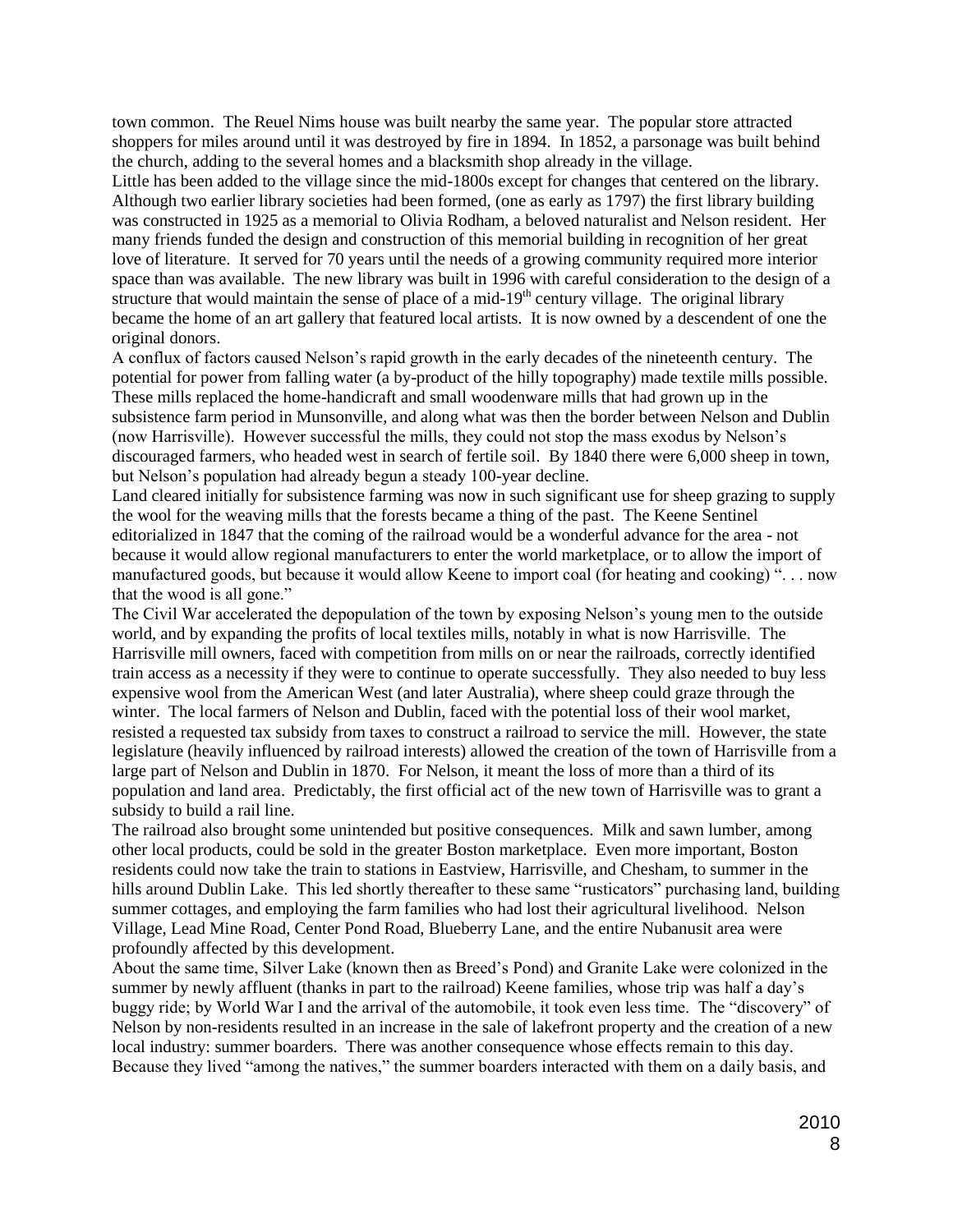town common. The Reuel Nims house was built nearby the same year. The popular store attracted shoppers for miles around until it was destroyed by fire in 1894. In 1852, a parsonage was built behind the church, adding to the several homes and a blacksmith shop already in the village.

Little has been added to the village since the mid-1800s except for changes that centered on the library. Although two earlier library societies had been formed, (one as early as 1797) the first library building was constructed in 1925 as a memorial to Olivia Rodham, a beloved naturalist and Nelson resident. Her many friends funded the design and construction of this memorial building in recognition of her great love of literature. It served for 70 years until the needs of a growing community required more interior space than was available. The new library was built in 1996 with careful consideration to the design of a structure that would maintain the sense of place of a mid-19th century village. The original library became the home of an art gallery that featured local artists. It is now owned by a descendent of one the original donors.

A conflux of factors caused Nelson's rapid growth in the early decades of the nineteenth century. The potential for power from falling water (a by-product of the hilly topography) made textile mills possible. These mills replaced the home-handicraft and small woodenware mills that had grown up in the subsistence farm period in Munsonville, and along what was then the border between Nelson and Dublin (now Harrisville). However successful the mills, they could not stop the mass exodus by Nelson's discouraged farmers, who headed west in search of fertile soil. By 1840 there were 6,000 sheep in town, but Nelson's population had already begun a steady 100-year decline.

Land cleared initially for subsistence farming was now in such significant use for sheep grazing to supply the wool for the weaving mills that the forests became a thing of the past. The Keene Sentinel editorialized in 1847 that the coming of the railroad would be a wonderful advance for the area - not because it would allow regional manufacturers to enter the world marketplace, or to allow the import of manufactured goods, but because it would allow Keene to import coal (for heating and cooking) ". . . now that the wood is all gone."

The Civil War accelerated the depopulation of the town by exposing Nelson's young men to the outside world, and by expanding the profits of local textiles mills, notably in what is now Harrisville. The Harrisville mill owners, faced with competition from mills on or near the railroads, correctly identified train access as a necessity if they were to continue to operate successfully. They also needed to buy less expensive wool from the American West (and later Australia), where sheep could graze through the winter. The local farmers of Nelson and Dublin, faced with the potential loss of their wool market, resisted a requested tax subsidy from taxes to construct a railroad to service the mill. However, the state legislature (heavily influenced by railroad interests) allowed the creation of the town of Harrisville from a large part of Nelson and Dublin in 1870. For Nelson, it meant the loss of more than a third of its population and land area. Predictably, the first official act of the new town of Harrisville was to grant a subsidy to build a rail line.

The railroad also brought some unintended but positive consequences. Milk and sawn lumber, among other local products, could be sold in the greater Boston marketplace. Even more important, Boston residents could now take the train to stations in Eastview, Harrisville, and Chesham, to summer in the hills around Dublin Lake. This led shortly thereafter to these same "rusticators" purchasing land, building summer cottages, and employing the farm families who had lost their agricultural livelihood. Nelson Village, Lead Mine Road, Center Pond Road, Blueberry Lane, and the entire Nubanusit area were profoundly affected by this development.

About the same time, Silver Lake (known then as Breed's Pond) and Granite Lake were colonized in the summer by newly affluent (thanks in part to the railroad) Keene families, whose trip was half a day's buggy ride; by World War I and the arrival of the automobile, it took even less time. The "discovery" of Nelson by non-residents resulted in an increase in the sale of lakefront property and the creation of a new local industry: summer boarders. There was another consequence whose effects remain to this day. Because they lived "among the natives," the summer boarders interacted with them on a daily basis, and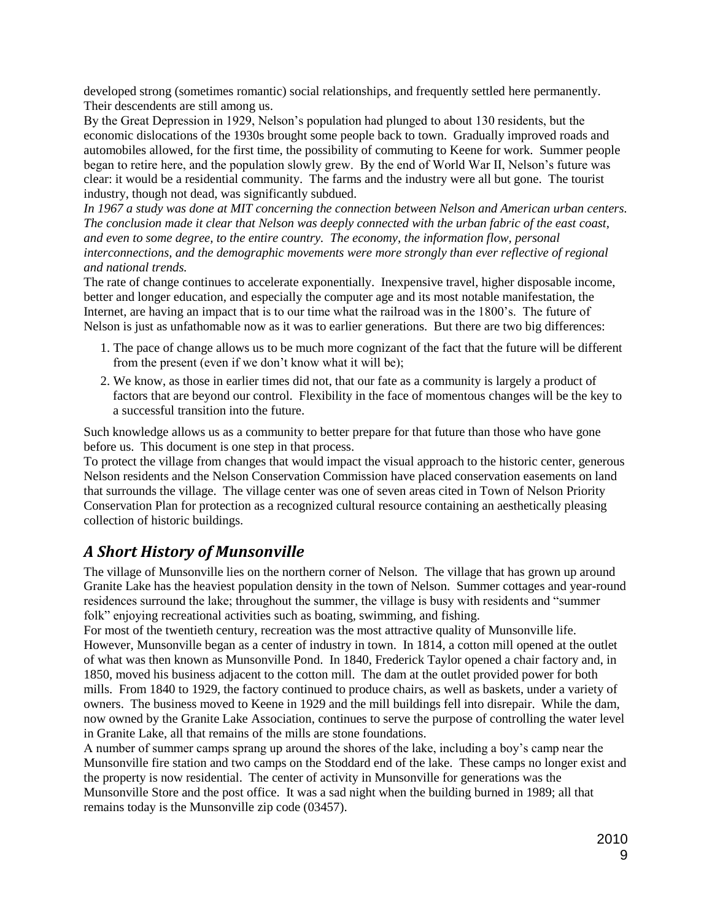developed strong (sometimes romantic) social relationships, and frequently settled here permanently. Their descendents are still among us.

By the Great Depression in 1929, Nelson's population had plunged to about 130 residents, but the economic dislocations of the 1930s brought some people back to town. Gradually improved roads and automobiles allowed, for the first time, the possibility of commuting to Keene for work. Summer people began to retire here, and the population slowly grew. By the end of World War II, Nelson's future was clear: it would be a residential community. The farms and the industry were all but gone. The tourist industry, though not dead, was significantly subdued.

*In 1967 a study was done at MIT concerning the connection between Nelson and American urban centers. The conclusion made it clear that Nelson was deeply connected with the urban fabric of the east coast, and even to some degree, to the entire country. The economy, the information flow, personal interconnections, and the demographic movements were more strongly than ever reflective of regional and national trends.*

The rate of change continues to accelerate exponentially. Inexpensive travel, higher disposable income, better and longer education, and especially the computer age and its most notable manifestation, the Internet, are having an impact that is to our time what the railroad was in the 1800's. The future of Nelson is just as unfathomable now as it was to earlier generations. But there are two big differences:

1. The pace of change allows us to be much more cognizant of the fact that the future will be different from the present (even if we don't know what it will be);
2. We know, as those in earlier times did not, that our fate as a community is largely a product of factors that are beyond our control. Flexibility in the face of momentous changes will be the key to a successful transition into the future.

Such knowledge allows us as a community to better prepare for that future than those who have gone before us. This document is one step in that process.

To protect the village from changes that would impact the visual approach to the historic center, generous Nelson residents and the Nelson Conservation Commission have placed conservation easements on land that surrounds the village. The village center was one of seven areas cited in Town of Nelson Priority Conservation Plan for protection as a recognized cultural resource containing an aesthetically pleasing collection of historic buildings.

## *A Short History of Munsonville*

The village of Munsonville lies on the northern corner of Nelson. The village that has grown up around Granite Lake has the heaviest population density in the town of Nelson. Summer cottages and year-round residences surround the lake; throughout the summer, the village is busy with residents and "summer folk" enjoying recreational activities such as boating, swimming, and fishing.

For most of the twentieth century, recreation was the most attractive quality of Munsonville life. However, Munsonville began as a center of industry in town. In 1814, a cotton mill opened at the outlet of what was then known as Munsonville Pond. In 1840, Frederick Taylor opened a chair factory and, in 1850, moved his business adjacent to the cotton mill. The dam at the outlet provided power for both mills. From 1840 to 1929, the factory continued to produce chairs, as well as baskets, under a variety of owners. The business moved to Keene in 1929 and the mill buildings fell into disrepair. While the dam, now owned by the Granite Lake Association, continues to serve the purpose of controlling the water level in Granite Lake, all that remains of the mills are stone foundations.

A number of summer camps sprang up around the shores of the lake, including a boy's camp near the Munsonville fire station and two camps on the Stoddard end of the lake. These camps no longer exist and the property is now residential. The center of activity in Munsonville for generations was the Munsonville Store and the post office. It was a sad night when the building burned in 1989; all that remains today is the Munsonville zip code (03457).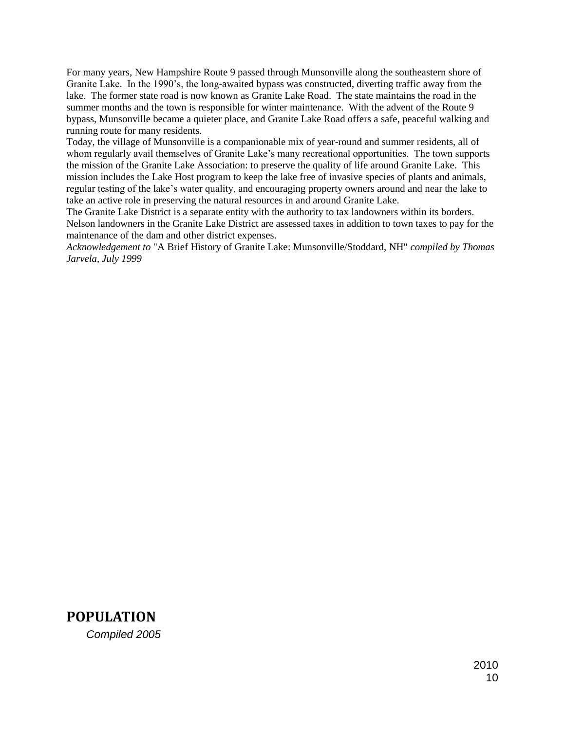For many years, New Hampshire Route 9 passed through Munsonville along the southeastern shore of Granite Lake. In the 1990's, the long-awaited bypass was constructed, diverting traffic away from the lake. The former state road is now known as Granite Lake Road. The state maintains the road in the summer months and the town is responsible for winter maintenance. With the advent of the Route 9 bypass, Munsonville became a quieter place, and Granite Lake Road offers a safe, peaceful walking and running route for many residents.

Today, the village of Munsonville is a companionable mix of year-round and summer residents, all of whom regularly avail themselves of Granite Lake's many recreational opportunities. The town supports the mission of the Granite Lake Association: to preserve the quality of life around Granite Lake. This mission includes the Lake Host program to keep the lake free of invasive species of plants and animals, regular testing of the lake's water quality, and encouraging property owners around and near the lake to take an active role in preserving the natural resources in and around Granite Lake.

The Granite Lake District is a separate entity with the authority to tax landowners within its borders. Nelson landowners in the Granite Lake District are assessed taxes in addition to town taxes to pay for the maintenance of the dam and other district expenses.

*Acknowledgement to* "A Brief History of Granite Lake: Munsonville/Stoddard, NH" *compiled by Thomas Jarvela, July 1999*

## POPULATION

*Compiled 2005*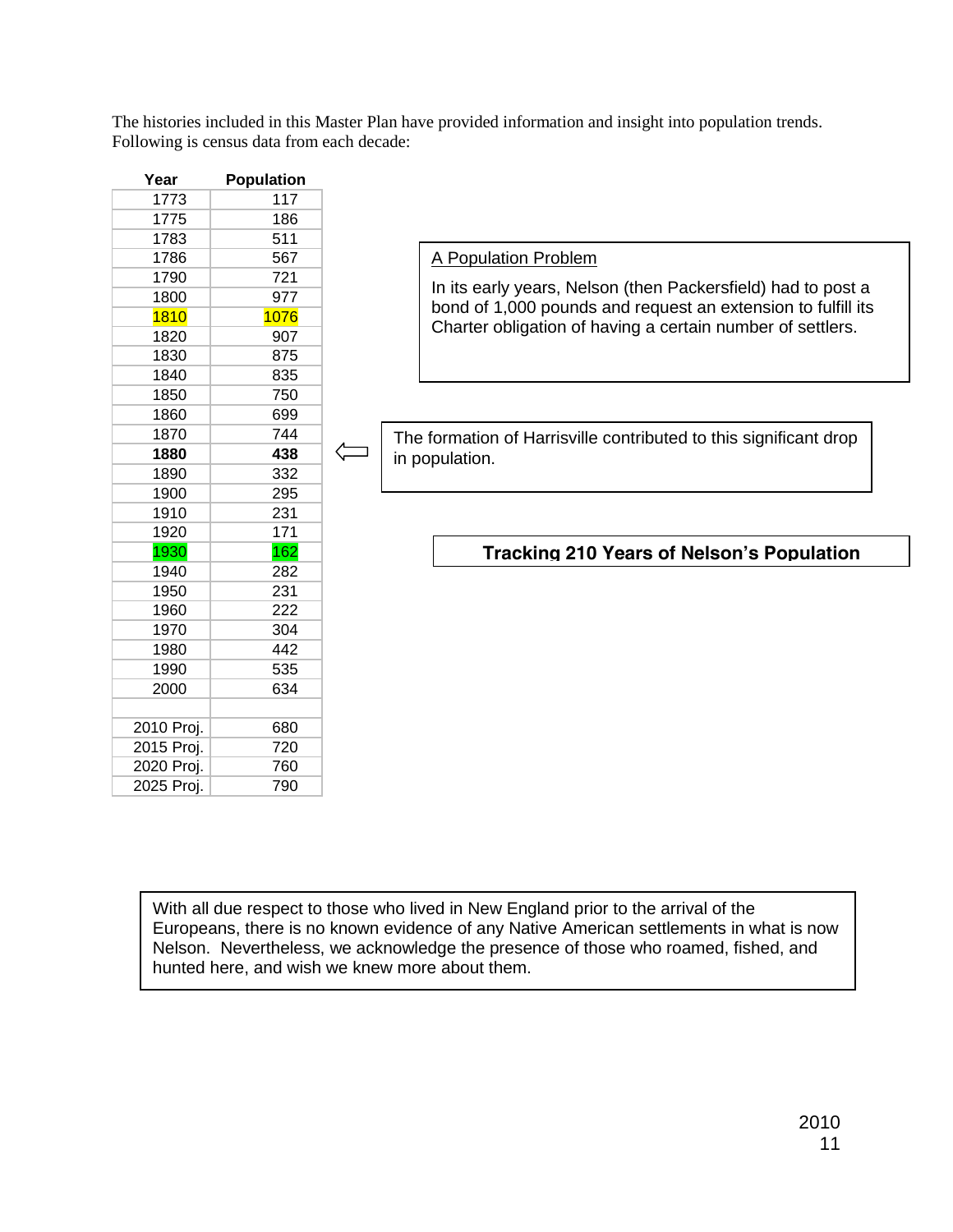The histories included in this Master Plan have provided information and insight into population trends. Following is census data from each decade:

| Year | Population |
|---|---|
| 1773 | 117 |
| 1775 | 186 |
| 1783 | 511 |
| 1786 | 567 |
| 1790 | 721 |
| 1800 | 977 |
| 1810 | 1076 |
| 1820 | 907 |
| 1830 | 875 |
| 1840 | 835 |
| 1850 | 750 |
| 1860 | 699 |
| 1870 | 744 |
| **1880** | **438** |
| 1890 | 332 |
| 1900 | 295 |
| 1910 | 231 |
| 1920 | 171 |
| 1930 | 162 |
| 1940 | 282 |
| 1950 | 231 |
| 1960 | 222 |
| 1970 | 304 |
| 1980 | 442 |
| 1990 | 535 |
| 2000 | 634 |
| | |
| 2010 Proj. | 680 |
| 2015 Proj. | 720 |
| 2020 Proj. | 760 |
| 2025 Proj. | 790 |

A Population Problem

In its early years, Nelson (then Packersfield) had to post a bond of 1,000 pounds and request an extension to fulfill its Charter obligation of having a certain number of settlers.

The formation of Harrisville contributed to this significant drop in population.

**Tracking 210 Years of Nelson's Population**

With all due respect to those who lived in New England prior to the arrival of the Europeans, there is no known evidence of any Native American settlements in what is now Nelson. Nevertheless, we acknowledge the presence of those who roamed, fished, and hunted here, and wish we knew more about them.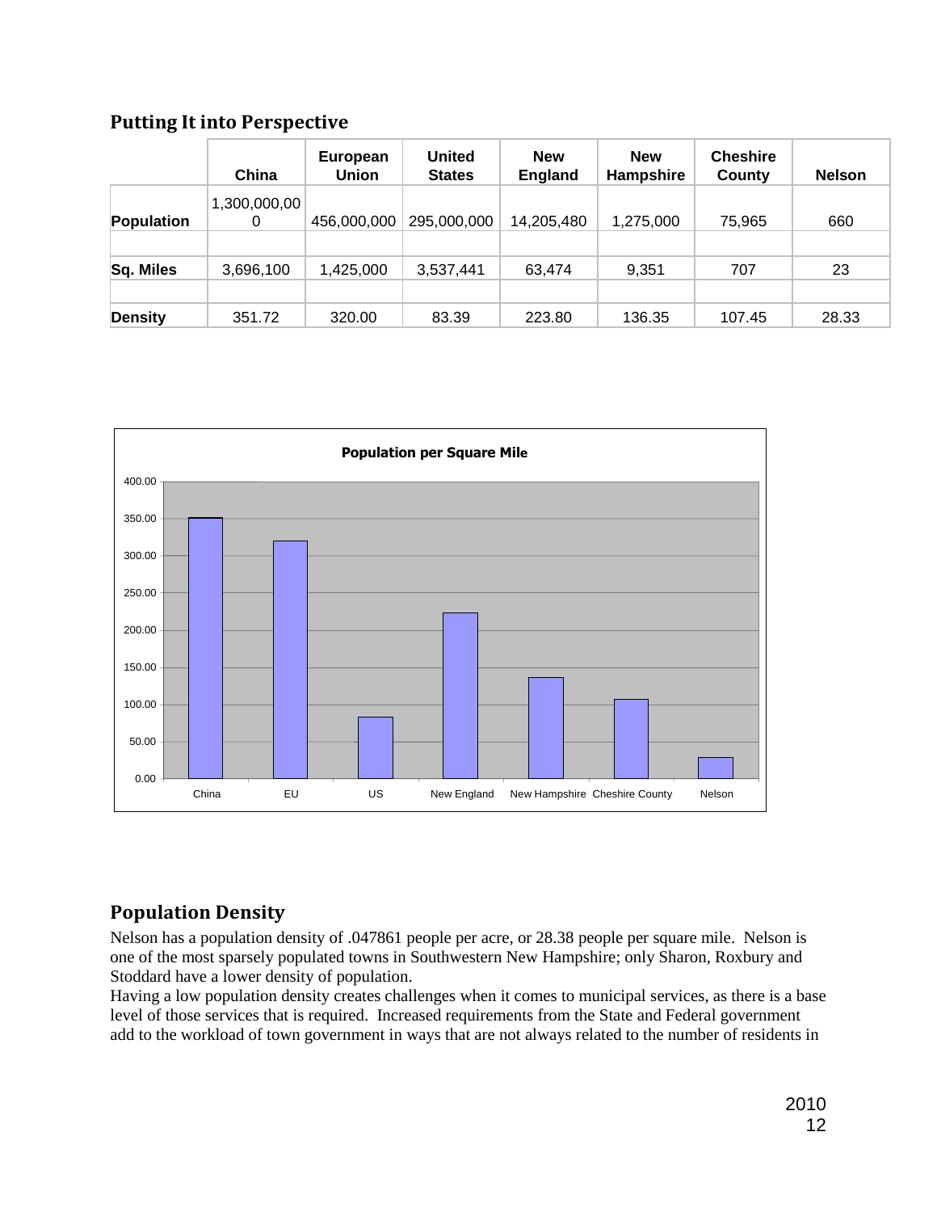## Putting It into Perspective

| | China | European Union | United States | New England | New Hampshire | Cheshire County | Nelson |
|---|---|---|---|---|---|---|---|
| **Population** | 1,300,000,000 | 456,000,000 | 295,000,000 | 14,205,480 | 1,275,000 | 75,965 | 660 |
| | | | | | | | |
| **Sq. Miles** | 3,696,100 | 1,425,000 | 3,537,441 | 63,474 | 9,351 | 707 | 23 |
| | | | | | | | |
| **Density** | 351.72 | 320.00 | 83.39 | 223.80 | 136.35 | 107.45 | 28.33 |

**Population per Square Mile**

| | China | EU | US | New England | New Hampshire | Cheshire County | Nelson |
|---|---|---|---|---|---|---|---|
| Population per Square Mile | 351.72 | 320.00 | 83.39 | 223.80 | 136.35 | 107.45 | 28.33 |

## Population Density

Nelson has a population density of .047861 people per acre, or 28.38 people per square mile. Nelson is one of the most sparsely populated towns in Southwestern New Hampshire; only Sharon, Roxbury and Stoddard have a lower density of population.

Having a low population density creates challenges when it comes to municipal services, as there is a base level of those services that is required. Increased requirements from the State and Federal government add to the workload of town government in ways that are not always related to the number of residents in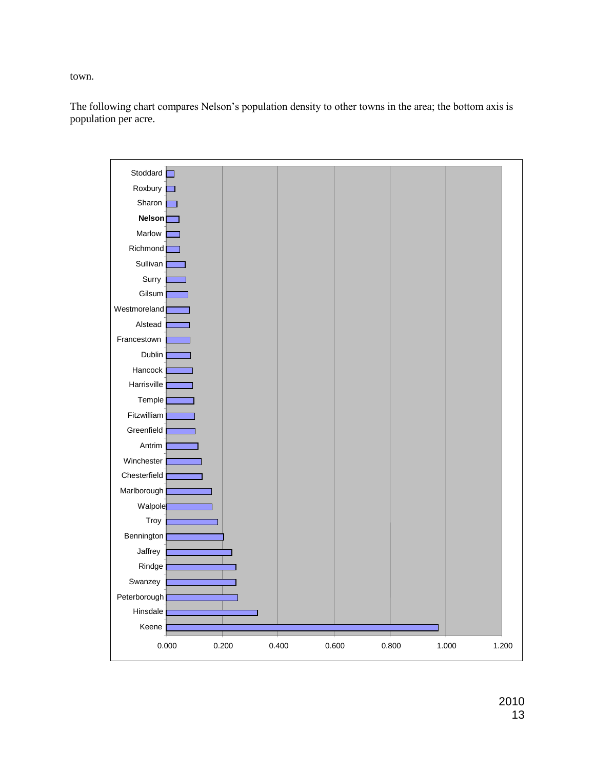town.

The following chart compares Nelson's population density to other towns in the area; the bottom axis is population per acre.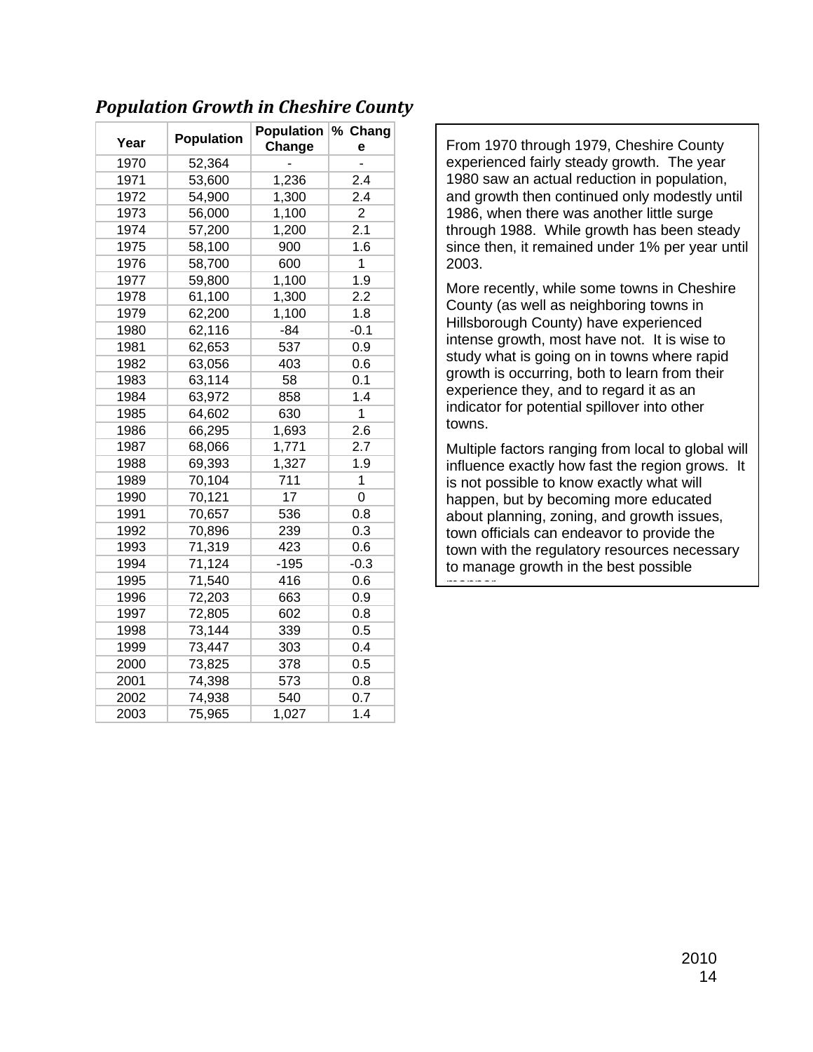## *Population Growth in Cheshire County*

| Year | Population | Population Change | % Change |
|---|---|---|---|
| 1970 | 52,364 | - | - |
| 1971 | 53,600 | 1,236 | 2.4 |
| 1972 | 54,900 | 1,300 | 2.4 |
| 1973 | 56,000 | 1,100 | 2 |
| 1974 | 57,200 | 1,200 | 2.1 |
| 1975 | 58,100 | 900 | 1.6 |
| 1976 | 58,700 | 600 | 1 |
| 1977 | 59,800 | 1,100 | 1.9 |
| 1978 | 61,100 | 1,300 | 2.2 |
| 1979 | 62,200 | 1,100 | 1.8 |
| 1980 | 62,116 | -84 | -0.1 |
| 1981 | 62,653 | 537 | 0.9 |
| 1982 | 63,056 | 403 | 0.6 |
| 1983 | 63,114 | 58 | 0.1 |
| 1984 | 63,972 | 858 | 1.4 |
| 1985 | 64,602 | 630 | 1 |
| 1986 | 66,295 | 1,693 | 2.6 |
| 1987 | 68,066 | 1,771 | 2.7 |
| 1988 | 69,393 | 1,327 | 1.9 |
| 1989 | 70,104 | 711 | 1 |
| 1990 | 70,121 | 17 | 0 |
| 1991 | 70,657 | 536 | 0.8 |
| 1992 | 70,896 | 239 | 0.3 |
| 1993 | 71,319 | 423 | 0.6 |
| 1994 | 71,124 | -195 | -0.3 |
| 1995 | 71,540 | 416 | 0.6 |
| 1996 | 72,203 | 663 | 0.9 |
| 1997 | 72,805 | 602 | 0.8 |
| 1998 | 73,144 | 339 | 0.5 |
| 1999 | 73,447 | 303 | 0.4 |
| 2000 | 73,825 | 378 | 0.5 |
| 2001 | 74,398 | 573 | 0.8 |
| 2002 | 74,938 | 540 | 0.7 |
| 2003 | 75,965 | 1,027 | 1.4 |

From 1970 through 1979, Cheshire County experienced fairly steady growth. The year 1980 saw an actual reduction in population, and growth then continued only modestly until 1986, when there was another little surge through 1988. While growth has been steady since then, it remained under 1% per year until 2003.

More recently, while some towns in Cheshire County (as well as neighboring towns in Hillsborough County) have experienced intense growth, most have not. It is wise to study what is going on in towns where rapid growth is occurring, both to learn from their experience they, and to regard it as an indicator for potential spillover into other towns.

Multiple factors ranging from local to global will influence exactly how fast the region grows. It is not possible to know exactly what will happen, but by becoming more educated about planning, zoning, and growth issues, town officials can endeavor to provide the town with the regulatory resources necessary to manage growth in the best possible manner.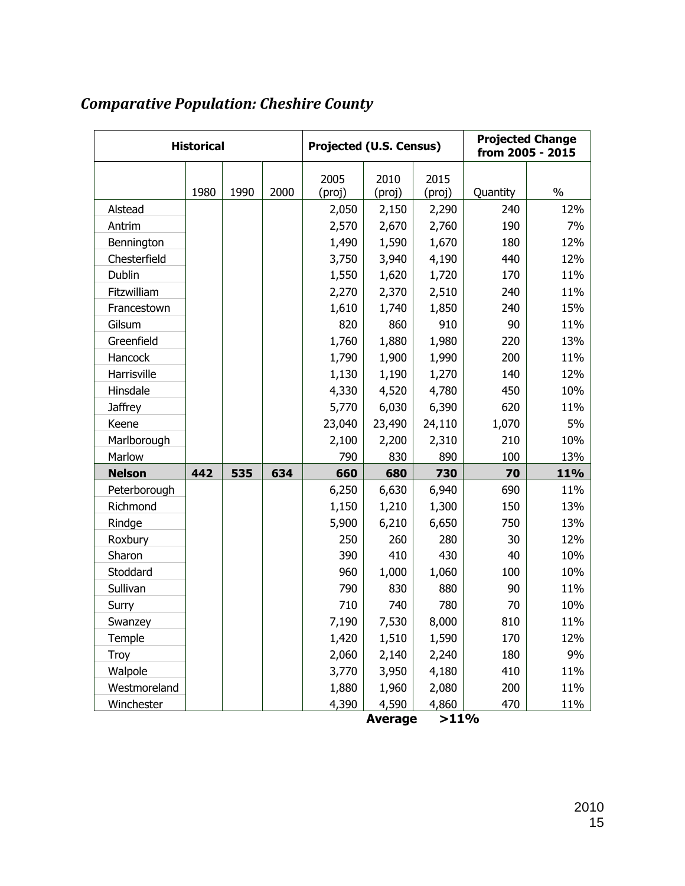## *Comparative Population: Cheshire County*

| | Historical | | | Projected (U.S. Census) | | | Projected Change from 2005 - 2015 | |
|---|---|---|---|---|---|---|---|---|
| | 1980 | 1990 | 2000 | 2005 (proj) | 2010 (proj) | 2015 (proj) | Quantity | % |
| Alstead | | | | 2,050 | 2,150 | 2,290 | 240 | 12% |
| Antrim | | | | 2,570 | 2,670 | 2,760 | 190 | 7% |
| Bennington | | | | 1,490 | 1,590 | 1,670 | 180 | 12% |
| Chesterfield | | | | 3,750 | 3,940 | 4,190 | 440 | 12% |
| Dublin | | | | 1,550 | 1,620 | 1,720 | 170 | 11% |
| Fitzwilliam | | | | 2,270 | 2,370 | 2,510 | 240 | 11% |
| Francestown | | | | 1,610 | 1,740 | 1,850 | 240 | 15% |
| Gilsum | | | | 820 | 860 | 910 | 90 | 11% |
| Greenfield | | | | 1,760 | 1,880 | 1,980 | 220 | 13% |
| Hancock | | | | 1,790 | 1,900 | 1,990 | 200 | 11% |
| Harrisville | | | | 1,130 | 1,190 | 1,270 | 140 | 12% |
| Hinsdale | | | | 4,330 | 4,520 | 4,780 | 450 | 10% |
| Jaffrey | | | | 5,770 | 6,030 | 6,390 | 620 | 11% |
| Keene | | | | 23,040 | 23,490 | 24,110 | 1,070 | 5% |
| Marlborough | | | | 2,100 | 2,200 | 2,310 | 210 | 10% |
| Marlow | | | | 790 | 830 | 890 | 100 | 13% |
| **Nelson** | **442** | **535** | **634** | **660** | **680** | **730** | **70** | **11%** |
| Peterborough | | | | 6,250 | 6,630 | 6,940 | 690 | 11% |
| Richmond | | | | 1,150 | 1,210 | 1,300 | 150 | 13% |
| Rindge | | | | 5,900 | 6,210 | 6,650 | 750 | 13% |
| Roxbury | | | | 250 | 260 | 280 | 30 | 12% |
| Sharon | | | | 390 | 410 | 430 | 40 | 10% |
| Stoddard | | | | 960 | 1,000 | 1,060 | 100 | 10% |
| Sullivan | | | | 790 | 830 | 880 | 90 | 11% |
| Surry | | | | 710 | 740 | 780 | 70 | 10% |
| Swanzey | | | | 7,190 | 7,530 | 8,000 | 810 | 11% |
| Temple | | | | 1,420 | 1,510 | 1,590 | 170 | 12% |
| Troy | | | | 2,060 | 2,140 | 2,240 | 180 | 9% |
| Walpole | | | | 3,770 | 3,950 | 4,180 | 410 | 11% |
| Westmoreland | | | | 1,880 | 1,960 | 2,080 | 200 | 11% |
| Winchester | | | | 4,390 | 4,590 | 4,860 | 470 | 11% |
| | | | | | **Average** | **>11%** | | |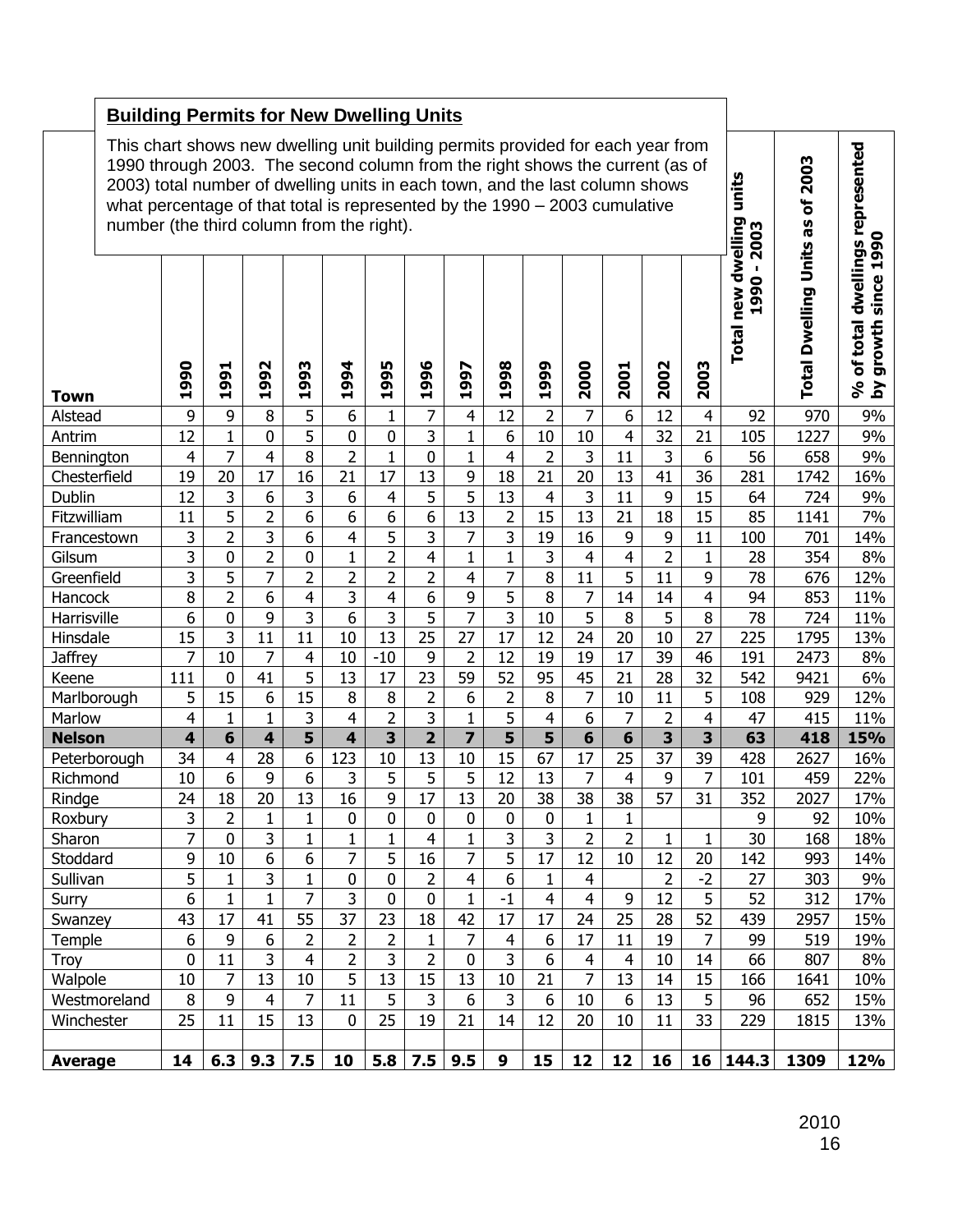## Building Permits for New Dwelling Units

This chart shows new dwelling unit building permits provided for each year from 1990 through 2003. The second column from the right shows the current (as of 2003) total number of dwelling units in each town, and the last column shows what percentage of that total is represented by the 1990 – 2003 cumulative number (the third column from the right).

| Town | 1990 | 1991 | 1992 | 1993 | 1994 | 1995 | 1996 | 1997 | 1998 | 1999 | 2000 | 2001 | 2002 | 2003 | Total new dwelling units 1990 - 2003 | Total Dwelling Units as of 2003 | % of total dwellings represented by growth since 1990 |
|---|---|---|---|---|---|---|---|---|---|---|---|---|---|---|---|---|---|
| Alstead | 9 | 9 | 8 | 5 | 6 | 1 | 7 | 4 | 12 | 2 | 7 | 6 | 12 | 4 | 92 | 970 | 9% |
| Antrim | 12 | 1 | 0 | 5 | 0 | 0 | 3 | 1 | 6 | 10 | 10 | 4 | 32 | 21 | 105 | 1227 | 9% |
| Bennington | 4 | 7 | 4 | 8 | 2 | 1 | 0 | 1 | 4 | 2 | 3 | 11 | 3 | 6 | 56 | 658 | 9% |
| Chesterfield | 19 | 20 | 17 | 16 | 21 | 17 | 13 | 9 | 18 | 21 | 20 | 13 | 41 | 36 | 281 | 1742 | 16% |
| Dublin | 12 | 3 | 6 | 3 | 6 | 4 | 5 | 5 | 13 | 4 | 3 | 11 | 9 | 15 | 64 | 724 | 9% |
| Fitzwilliam | 11 | 5 | 2 | 6 | 6 | 6 | 6 | 13 | 2 | 15 | 13 | 21 | 18 | 15 | 85 | 1141 | 7% |
| Francestown | 3 | 2 | 3 | 6 | 4 | 5 | 3 | 7 | 3 | 19 | 16 | 9 | 9 | 11 | 100 | 701 | 14% |
| Gilsum | 3 | 0 | 2 | 0 | 1 | 2 | 4 | 1 | 1 | 3 | 4 | 4 | 2 | 1 | 28 | 354 | 8% |
| Greenfield | 3 | 5 | 7 | 2 | 2 | 2 | 2 | 4 | 7 | 8 | 11 | 5 | 11 | 9 | 78 | 676 | 12% |
| Hancock | 8 | 2 | 6 | 4 | 3 | 4 | 6 | 9 | 5 | 8 | 7 | 14 | 14 | 4 | 94 | 853 | 11% |
| Harrisville | 6 | 0 | 9 | 3 | 6 | 3 | 5 | 7 | 3 | 10 | 5 | 8 | 5 | 8 | 78 | 724 | 11% |
| Hinsdale | 15 | 3 | 11 | 11 | 10 | 13 | 25 | 27 | 17 | 12 | 24 | 20 | 10 | 27 | 225 | 1795 | 13% |
| Jaffrey | 7 | 10 | 7 | 4 | 10 | -10 | 9 | 2 | 12 | 19 | 19 | 17 | 39 | 46 | 191 | 2473 | 8% |
| Keene | 111 | 0 | 41 | 5 | 13 | 17 | 23 | 59 | 52 | 95 | 45 | 21 | 28 | 32 | 542 | 9421 | 6% |
| Marlborough | 5 | 15 | 6 | 15 | 8 | 8 | 2 | 6 | 2 | 8 | 7 | 10 | 11 | 5 | 108 | 929 | 12% |
| Marlow | 4 | 1 | 1 | 3 | 4 | 2 | 3 | 1 | 5 | 4 | 6 | 7 | 2 | 4 | 47 | 415 | 11% |
| **Nelson** | **4** | **6** | **4** | **5** | **4** | **3** | **2** | **7** | **5** | **5** | **6** | **6** | **3** | **3** | **63** | **418** | **15%** |
| Peterborough | 34 | 4 | 28 | 6 | 123 | 10 | 13 | 10 | 15 | 67 | 17 | 25 | 37 | 39 | 428 | 2627 | 16% |
| Richmond | 10 | 6 | 9 | 6 | 3 | 5 | 5 | 5 | 12 | 13 | 7 | 4 | 9 | 7 | 101 | 459 | 22% |
| Rindge | 24 | 18 | 20 | 13 | 16 | 9 | 17 | 13 | 20 | 38 | 38 | 38 | 57 | 31 | 352 | 2027 | 17% |
| Roxbury | 3 | 2 | 1 | 1 | 0 | 0 | 0 | 0 | 0 | 0 | 1 | 1 | | | 9 | 92 | 10% |
| Sharon | 7 | 0 | 3 | 1 | 1 | 1 | 4 | 1 | 3 | 3 | 2 | 2 | 1 | 1 | 30 | 168 | 18% |
| Stoddard | 9 | 10 | 6 | 6 | 7 | 5 | 16 | 7 | 5 | 17 | 12 | 10 | 12 | 20 | 142 | 993 | 14% |
| Sullivan | 5 | 1 | 3 | 1 | 0 | 0 | 2 | 4 | 6 | 1 | 4 | | 2 | -2 | 27 | 303 | 9% |
| Surry | 6 | 1 | 1 | 7 | 3 | 0 | 0 | 1 | -1 | 4 | 4 | 9 | 12 | 5 | 52 | 312 | 17% |
| Swanzey | 43 | 17 | 41 | 55 | 37 | 23 | 18 | 42 | 17 | 17 | 24 | 25 | 28 | 52 | 439 | 2957 | 15% |
| Temple | 6 | 9 | 6 | 2 | 2 | 2 | 1 | 7 | 4 | 6 | 17 | 11 | 19 | 7 | 99 | 519 | 19% |
| Troy | 0 | 11 | 3 | 4 | 2 | 3 | 2 | 0 | 3 | 6 | 4 | 4 | 10 | 14 | 66 | 807 | 8% |
| Walpole | 10 | 7 | 13 | 10 | 5 | 13 | 15 | 13 | 10 | 21 | 7 | 13 | 14 | 15 | 166 | 1641 | 10% |
| Westmoreland | 8 | 9 | 4 | 7 | 11 | 5 | 3 | 6 | 3 | 6 | 10 | 6 | 13 | 5 | 96 | 652 | 15% |
| Winchester | 25 | 11 | 15 | 13 | 0 | 25 | 19 | 21 | 14 | 12 | 20 | 10 | 11 | 33 | 229 | 1815 | 13% |
| | | | | | | | | | | | | | | | | | |
| **Average** | **14** | **6.3** | **9.3** | **7.5** | **10** | **5.8** | **7.5** | **9.5** | **9** | **15** | **12** | **12** | **16** | **16** | **144.3** | **1309** | **12%** |

2010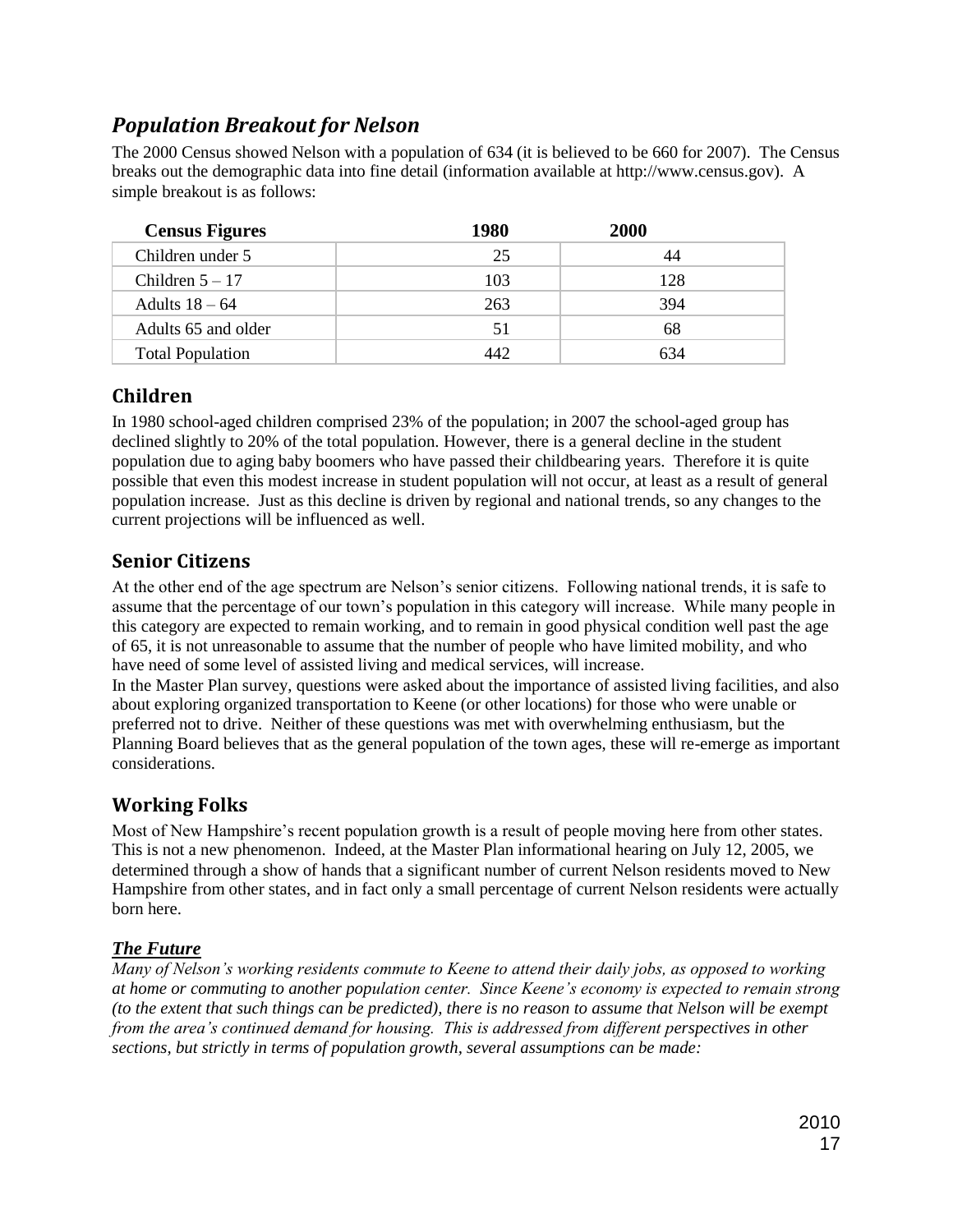## *Population Breakout for Nelson*

The 2000 Census showed Nelson with a population of 634 (it is believed to be 660 for 2007). The Census breaks out the demographic data into fine detail (information available at http://www.census.gov). A simple breakout is as follows:

| Census Figures | 1980 | 2000 |
|---|---|---|
| Children under 5 | 25 | 44 |
| Children 5 – 17 | 103 | 128 |
| Adults 18 – 64 | 263 | 394 |
| Adults 65 and older | 51 | 68 |
| Total Population | 442 | 634 |

## Children

In 1980 school-aged children comprised 23% of the population; in 2007 the school-aged group has declined slightly to 20% of the total population. However, there is a general decline in the student population due to aging baby boomers who have passed their childbearing years. Therefore it is quite possible that even this modest increase in student population will not occur, at least as a result of general population increase. Just as this decline is driven by regional and national trends, so any changes to the current projections will be influenced as well.

## Senior Citizens

At the other end of the age spectrum are Nelson's senior citizens. Following national trends, it is safe to assume that the percentage of our town's population in this category will increase. While many people in this category are expected to remain working, and to remain in good physical condition well past the age of 65, it is not unreasonable to assume that the number of people who have limited mobility, and who have need of some level of assisted living and medical services, will increase.

In the Master Plan survey, questions were asked about the importance of assisted living facilities, and also about exploring organized transportation to Keene (or other locations) for those who were unable or preferred not to drive. Neither of these questions was met with overwhelming enthusiasm, but the Planning Board believes that as the general population of the town ages, these will re-emerge as important considerations.

## Working Folks

Most of New Hampshire's recent population growth is a result of people moving here from other states. This is not a new phenomenon. Indeed, at the Master Plan informational hearing on July 12, 2005, we determined through a show of hands that a significant number of current Nelson residents moved to New Hampshire from other states, and in fact only a small percentage of current Nelson residents were actually born here.

### ***The Future***

*Many of Nelson's working residents commute to Keene to attend their daily jobs, as opposed to working at home or commuting to another population center. Since Keene's economy is expected to remain strong (to the extent that such things can be predicted), there is no reason to assume that Nelson will be exempt from the area's continued demand for housing. This is addressed from different perspectives in other sections, but strictly in terms of population growth, several assumptions can be made:*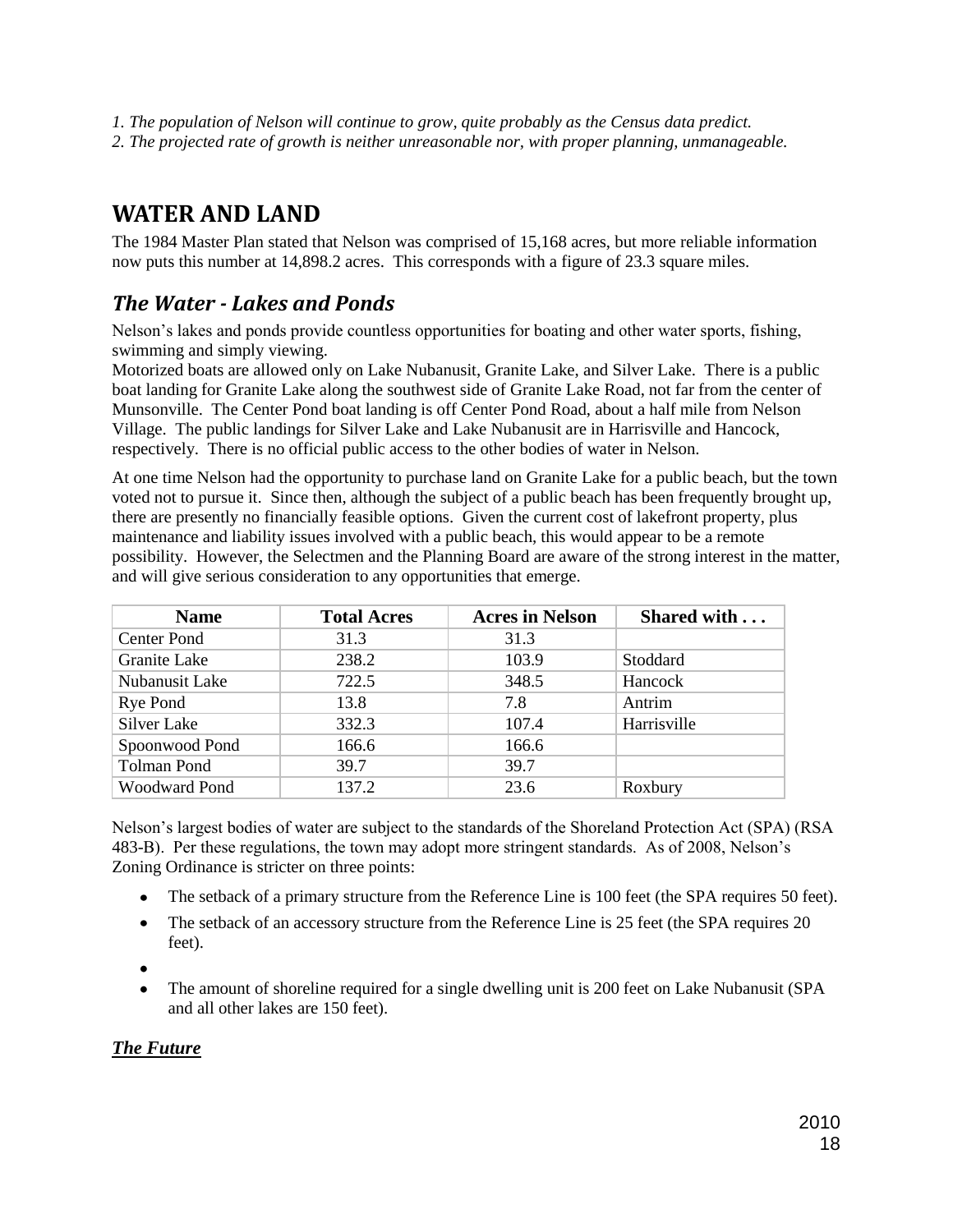*1. The population of Nelson will continue to grow, quite probably as the Census data predict.*

*2. The projected rate of growth is neither unreasonable nor, with proper planning, unmanageable.*

# WATER AND LAND

The 1984 Master Plan stated that Nelson was comprised of 15,168 acres, but more reliable information now puts this number at 14,898.2 acres. This corresponds with a figure of 23.3 square miles.

## *The Water - Lakes and Ponds*

Nelson's lakes and ponds provide countless opportunities for boating and other water sports, fishing, swimming and simply viewing.

Motorized boats are allowed only on Lake Nubanusit, Granite Lake, and Silver Lake. There is a public boat landing for Granite Lake along the southwest side of Granite Lake Road, not far from the center of Munsonville. The Center Pond boat landing is off Center Pond Road, about a half mile from Nelson Village. The public landings for Silver Lake and Lake Nubanusit are in Harrisville and Hancock, respectively. There is no official public access to the other bodies of water in Nelson.

At one time Nelson had the opportunity to purchase land on Granite Lake for a public beach, but the town voted not to pursue it. Since then, although the subject of a public beach has been frequently brought up, there are presently no financially feasible options. Given the current cost of lakefront property, plus maintenance and liability issues involved with a public beach, this would appear to be a remote possibility. However, the Selectmen and the Planning Board are aware of the strong interest in the matter, and will give serious consideration to any opportunities that emerge.

| Name | Total Acres | Acres in Nelson | Shared with . . . |
|---|---|---|---|
| Center Pond | 31.3 | 31.3 | |
| Granite Lake | 238.2 | 103.9 | Stoddard |
| Nubanusit Lake | 722.5 | 348.5 | Hancock |
| Rye Pond | 13.8 | 7.8 | Antrim |
| Silver Lake | 332.3 | 107.4 | Harrisville |
| Spoonwood Pond | 166.6 | 166.6 | |
| Tolman Pond | 39.7 | 39.7 | |
| Woodward Pond | 137.2 | 23.6 | Roxbury |

Nelson's largest bodies of water are subject to the standards of the Shoreland Protection Act (SPA) (RSA 483-B). Per these regulations, the town may adopt more stringent standards. As of 2008, Nelson's Zoning Ordinance is stricter on three points:

- The setback of a primary structure from the Reference Line is 100 feet (the SPA requires 50 feet).
- The setback of an accessory structure from the Reference Line is 25 feet (the SPA requires 20 feet).
- The amount of shoreline required for a single dwelling unit is 200 feet on Lake Nubanusit (SPA and all other lakes are 150 feet).

***The Future***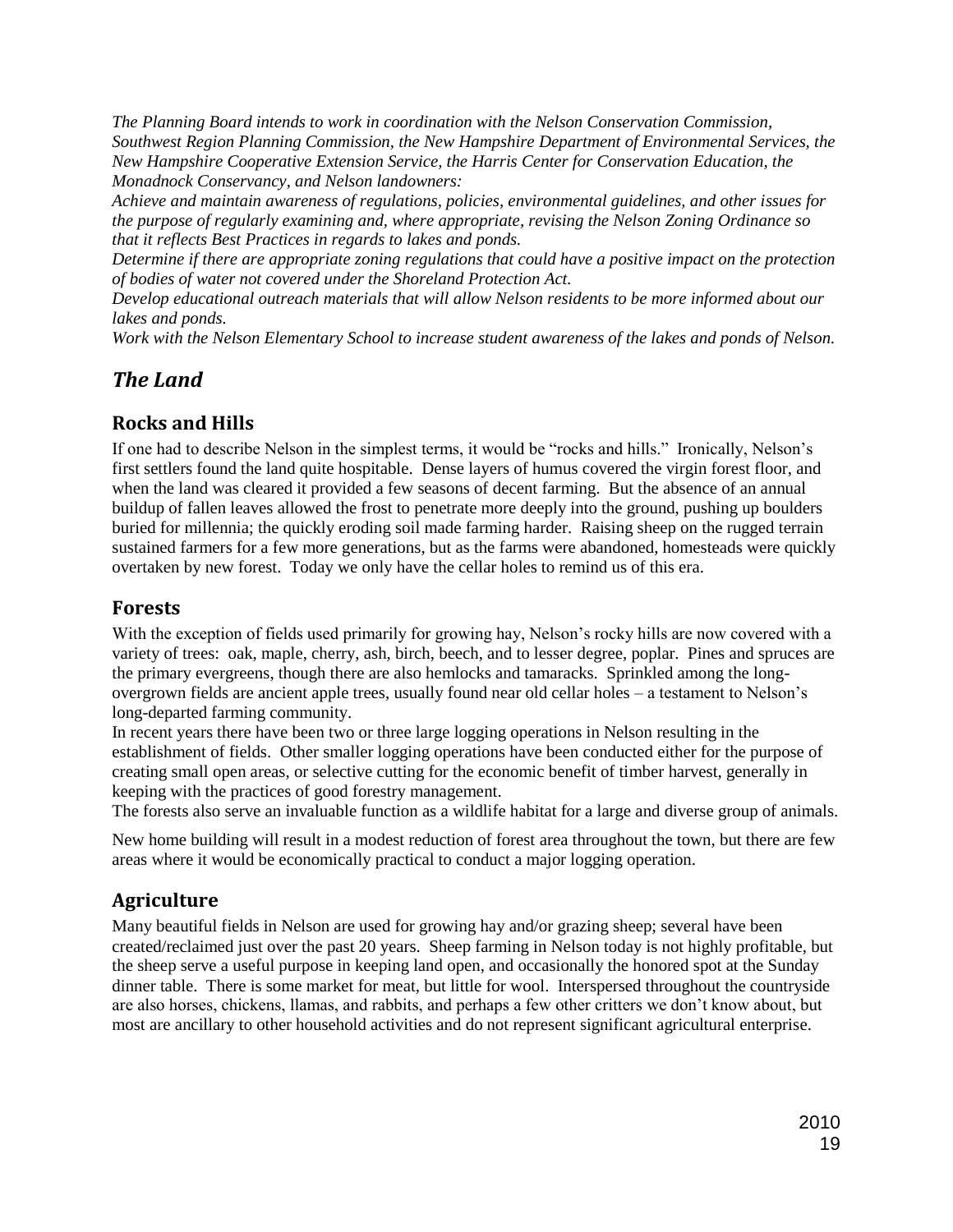*The Planning Board intends to work in coordination with the Nelson Conservation Commission, Southwest Region Planning Commission, the New Hampshire Department of Environmental Services, the New Hampshire Cooperative Extension Service, the Harris Center for Conservation Education, the Monadnock Conservancy, and Nelson landowners:*

*Achieve and maintain awareness of regulations, policies, environmental guidelines, and other issues for the purpose of regularly examining and, where appropriate, revising the Nelson Zoning Ordinance so that it reflects Best Practices in regards to lakes and ponds.*

*Determine if there are appropriate zoning regulations that could have a positive impact on the protection of bodies of water not covered under the Shoreland Protection Act.*

*Develop educational outreach materials that will allow Nelson residents to be more informed about our lakes and ponds.*

*Work with the Nelson Elementary School to increase student awareness of the lakes and ponds of Nelson.*

## *The Land*

### Rocks and Hills

If one had to describe Nelson in the simplest terms, it would be "rocks and hills." Ironically, Nelson's first settlers found the land quite hospitable. Dense layers of humus covered the virgin forest floor, and when the land was cleared it provided a few seasons of decent farming. But the absence of an annual buildup of fallen leaves allowed the frost to penetrate more deeply into the ground, pushing up boulders buried for millennia; the quickly eroding soil made farming harder. Raising sheep on the rugged terrain sustained farmers for a few more generations, but as the farms were abandoned, homesteads were quickly overtaken by new forest. Today we only have the cellar holes to remind us of this era.

### Forests

With the exception of fields used primarily for growing hay, Nelson's rocky hills are now covered with a variety of trees: oak, maple, cherry, ash, birch, beech, and to lesser degree, poplar. Pines and spruces are the primary evergreens, though there are also hemlocks and tamaracks. Sprinkled among the long-overgrown fields are ancient apple trees, usually found near old cellar holes – a testament to Nelson's long-departed farming community.

In recent years there have been two or three large logging operations in Nelson resulting in the establishment of fields. Other smaller logging operations have been conducted either for the purpose of creating small open areas, or selective cutting for the economic benefit of timber harvest, generally in keeping with the practices of good forestry management.

The forests also serve an invaluable function as a wildlife habitat for a large and diverse group of animals.

New home building will result in a modest reduction of forest area throughout the town, but there are few areas where it would be economically practical to conduct a major logging operation.

### Agriculture

Many beautiful fields in Nelson are used for growing hay and/or grazing sheep; several have been created/reclaimed just over the past 20 years. Sheep farming in Nelson today is not highly profitable, but the sheep serve a useful purpose in keeping land open, and occasionally the honored spot at the Sunday dinner table. There is some market for meat, but little for wool. Interspersed throughout the countryside are also horses, chickens, llamas, and rabbits, and perhaps a few other critters we don't know about, but most are ancillary to other household activities and do not represent significant agricultural enterprise.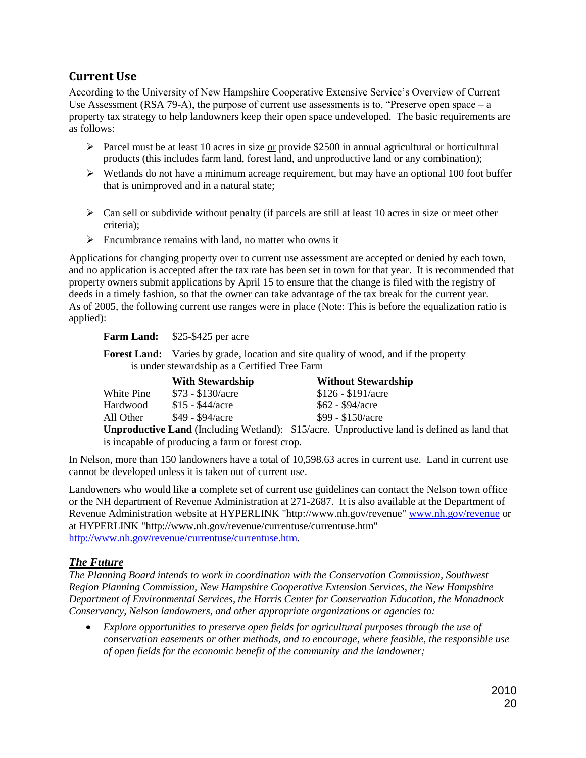## Current Use

According to the University of New Hampshire Cooperative Extensive Service's Overview of Current Use Assessment (RSA 79-A), the purpose of current use assessments is to, "Preserve open space – a property tax strategy to help landowners keep their open space undeveloped. The basic requirements are as follows:

- Parcel must be at least 10 acres in size <u>or</u> provide $2500 in annual agricultural or horticultural products (this includes farm land, forest land, and unproductive land or any combination);
- Wetlands do not have a minimum acreage requirement, but may have an optional 100 foot buffer that is unimproved and in a natural state;
- Can sell or subdivide without penalty (if parcels are still at least 10 acres in size or meet other criteria);
- Encumbrance remains with land, no matter who owns it

Applications for changing property over to current use assessment are accepted or denied by each town, and no application is accepted after the tax rate has been set in town for that year. It is recommended that property owners submit applications by April 15 to ensure that the change is filed with the registry of deeds in a timely fashion, so that the owner can take advantage of the tax break for the current year. As of 2005, the following current use ranges were in place (Note: This is before the equalization ratio is applied):

**Farm Land:** $25-$425 per acre

**Forest Land:** Varies by grade, location and site quality of wood, and if the property is under stewardship as a Certified Tree Farm

| | **With Stewardship** | **Without Stewardship** |
|---|---|---|
| White Pine | $73 - $130/acre | $126 - $191/acre |
| Hardwood | $15 - $44/acre | $62 - $94/acre |
| All Other | $49 - $94/acre | $99 - $150/acre |

**Unproductive Land** (Including Wetland): $15/acre. Unproductive land is defined as land that is incapable of producing a farm or forest crop.

In Nelson, more than 150 landowners have a total of 10,598.63 acres in current use. Land in current use cannot be developed unless it is taken out of current use.

Landowners who would like a complete set of current use guidelines can contact the Nelson town office or the NH department of Revenue Administration at 271-2687. It is also available at the Department of Revenue Administration website at HYPERLINK "http://www.nh.gov/revenue" www.nh.gov/revenue or at HYPERLINK "http://www.nh.gov/revenue/currentuse/currentuse.htm" http://www.nh.gov/revenue/currentuse/currentuse.htm.

### ***<u>The Future</u>***

*The Planning Board intends to work in coordination with the Conservation Commission, Southwest Region Planning Commission, New Hampshire Cooperative Extension Services, the New Hampshire Department of Environmental Services, the Harris Center for Conservation Education, the Monadnock Conservancy, Nelson landowners, and other appropriate organizations or agencies to:*

- *Explore opportunities to preserve open fields for agricultural purposes through the use of conservation easements or other methods, and to encourage, where feasible, the responsible use of open fields for the economic benefit of the community and the landowner;*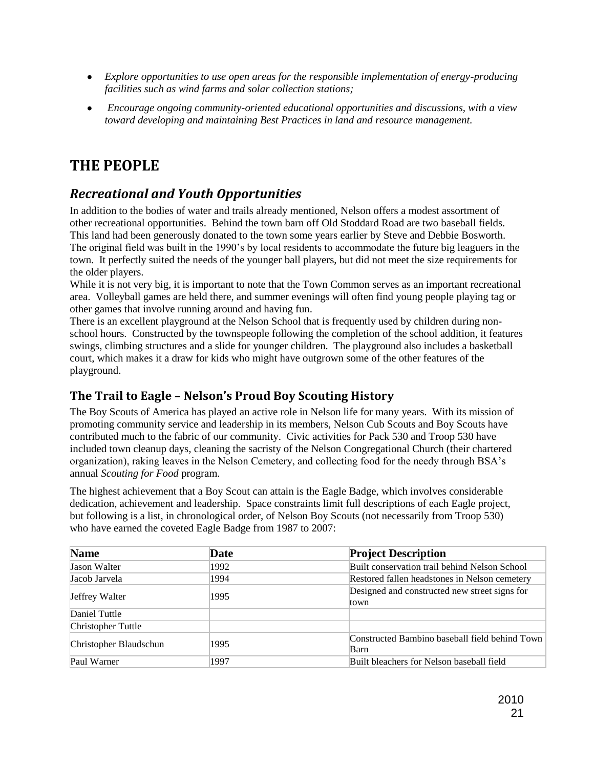- *Explore opportunities to use open areas for the responsible implementation of energy-producing facilities such as wind farms and solar collection stations;*
- *Encourage ongoing community-oriented educational opportunities and discussions, with a view toward developing and maintaining Best Practices in land and resource management.*

# THE PEOPLE

## *Recreational and Youth Opportunities*

In addition to the bodies of water and trails already mentioned, Nelson offers a modest assortment of other recreational opportunities. Behind the town barn off Old Stoddard Road are two baseball fields. This land had been generously donated to the town some years earlier by Steve and Debbie Bosworth. The original field was built in the 1990's by local residents to accommodate the future big leaguers in the town. It perfectly suited the needs of the younger ball players, but did not meet the size requirements for the older players.

While it is not very big, it is important to note that the Town Common serves as an important recreational area. Volleyball games are held there, and summer evenings will often find young people playing tag or other games that involve running around and having fun.

There is an excellent playground at the Nelson School that is frequently used by children during non-school hours. Constructed by the townspeople following the completion of the school addition, it features swings, climbing structures and a slide for younger children. The playground also includes a basketball court, which makes it a draw for kids who might have outgrown some of the other features of the playground.

### The Trail to Eagle – Nelson's Proud Boy Scouting History

The Boy Scouts of America has played an active role in Nelson life for many years. With its mission of promoting community service and leadership in its members, Nelson Cub Scouts and Boy Scouts have contributed much to the fabric of our community. Civic activities for Pack 530 and Troop 530 have included town cleanup days, cleaning the sacristy of the Nelson Congregational Church (their chartered organization), raking leaves in the Nelson Cemetery, and collecting food for the needy through BSA's annual *Scouting for Food* program.

The highest achievement that a Boy Scout can attain is the Eagle Badge, which involves considerable dedication, achievement and leadership. Space constraints limit full descriptions of each Eagle project, but following is a list, in chronological order, of Nelson Boy Scouts (not necessarily from Troop 530) who have earned the coveted Eagle Badge from 1987 to 2007:

| **Name** | **Date** | **Project Description** |
|---|---|---|
| Jason Walter | 1992 | Built conservation trail behind Nelson School |
| Jacob Jarvela | 1994 | Restored fallen headstones in Nelson cemetery |
| Jeffrey Walter | 1995 | Designed and constructed new street signs for town |
| Daniel Tuttle | | |
| Christopher Tuttle | | |
| Christopher Blaudschun | 1995 | Constructed Bambino baseball field behind Town Barn |
| Paul Warner | 1997 | Built bleachers for Nelson baseball field |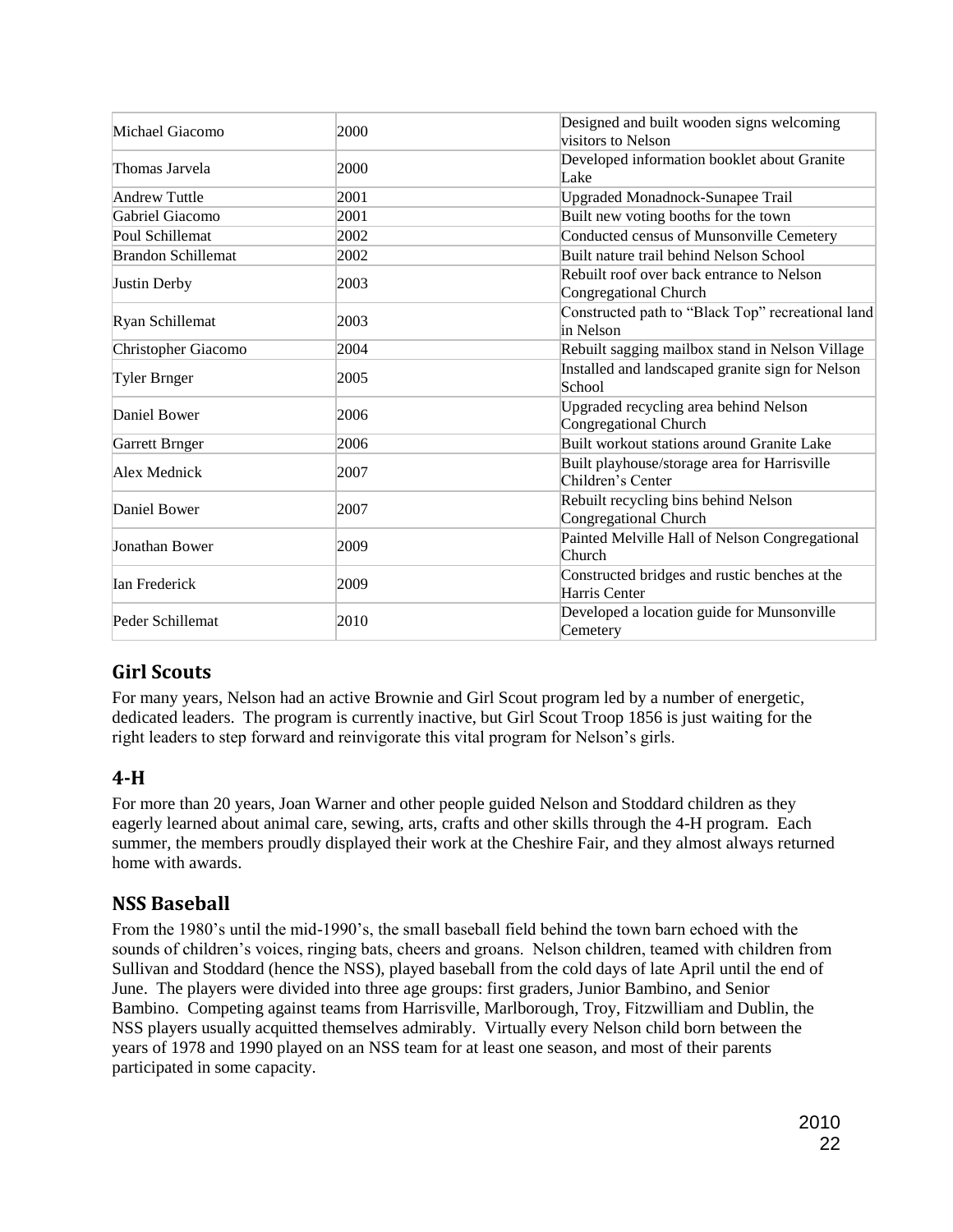| Michael Giacomo | 2000 | Designed and built wooden signs welcoming visitors to Nelson |
|---|---|---|
| Thomas Jarvela | 2000 | Developed information booklet about Granite Lake |
| Andrew Tuttle | 2001 | Upgraded Monadnock-Sunapee Trail |
| Gabriel Giacomo | 2001 | Built new voting booths for the town |
| Poul Schillemat | 2002 | Conducted census of Munsonville Cemetery |
| Brandon Schillemat | 2002 | Built nature trail behind Nelson School |
| Justin Derby | 2003 | Rebuilt roof over back entrance to Nelson Congregational Church |
| Ryan Schillemat | 2003 | Constructed path to “Black Top” recreational land in Nelson |
| Christopher Giacomo | 2004 | Rebuilt sagging mailbox stand in Nelson Village |
| Tyler Brnger | 2005 | Installed and landscaped granite sign for Nelson School |
| Daniel Bower | 2006 | Upgraded recycling area behind Nelson Congregational Church |
| Garrett Brnger | 2006 | Built workout stations around Granite Lake |
| Alex Mednick | 2007 | Built playhouse/storage area for Harrisville Children’s Center |
| Daniel Bower | 2007 | Rebuilt recycling bins behind Nelson Congregational Church |
| Jonathan Bower | 2009 | Painted Melville Hall of Nelson Congregational Church |
| Ian Frederick | 2009 | Constructed bridges and rustic benches at the Harris Center |
| Peder Schillemat | 2010 | Developed a location guide for Munsonville Cemetery |

## Girl Scouts

For many years, Nelson had an active Brownie and Girl Scout program led by a number of energetic, dedicated leaders. The program is currently inactive, but Girl Scout Troop 1856 is just waiting for the right leaders to step forward and reinvigorate this vital program for Nelson’s girls.

## 4-H

For more than 20 years, Joan Warner and other people guided Nelson and Stoddard children as they eagerly learned about animal care, sewing, arts, crafts and other skills through the 4-H program. Each summer, the members proudly displayed their work at the Cheshire Fair, and they almost always returned home with awards.

## NSS Baseball

From the 1980’s until the mid-1990’s, the small baseball field behind the town barn echoed with the sounds of children’s voices, ringing bats, cheers and groans. Nelson children, teamed with children from Sullivan and Stoddard (hence the NSS), played baseball from the cold days of late April until the end of June. The players were divided into three age groups: first graders, Junior Bambino, and Senior Bambino. Competing against teams from Harrisville, Marlborough, Troy, Fitzwilliam and Dublin, the NSS players usually acquitted themselves admirably. Virtually every Nelson child born between the years of 1978 and 1990 played on an NSS team for at least one season, and most of their parents participated in some capacity.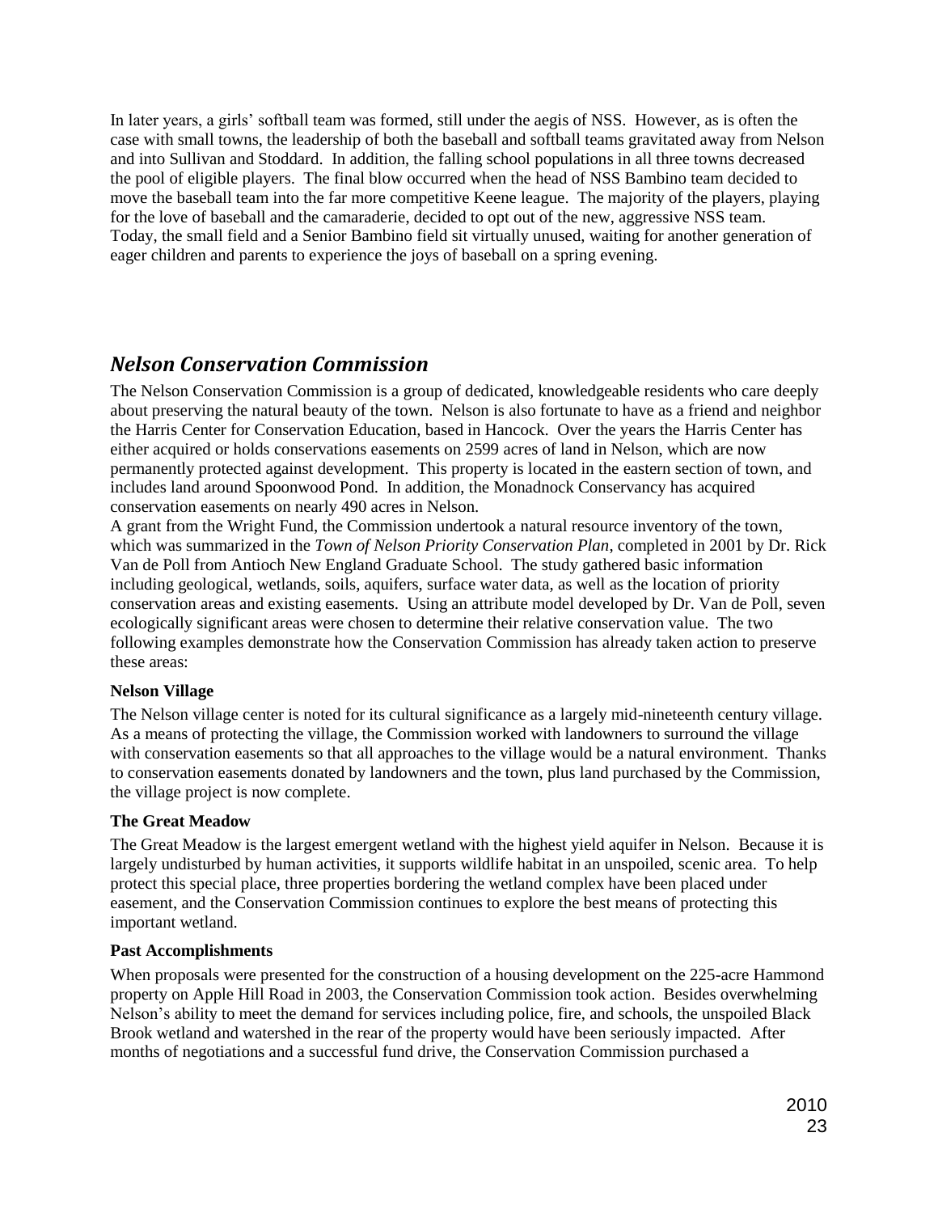In later years, a girls' softball team was formed, still under the aegis of NSS. However, as is often the case with small towns, the leadership of both the baseball and softball teams gravitated away from Nelson and into Sullivan and Stoddard. In addition, the falling school populations in all three towns decreased the pool of eligible players. The final blow occurred when the head of NSS Bambino team decided to move the baseball team into the far more competitive Keene league. The majority of the players, playing for the love of baseball and the camaraderie, decided to opt out of the new, aggressive NSS team. Today, the small field and a Senior Bambino field sit virtually unused, waiting for another generation of eager children and parents to experience the joys of baseball on a spring evening.

## *Nelson Conservation Commission*

The Nelson Conservation Commission is a group of dedicated, knowledgeable residents who care deeply about preserving the natural beauty of the town. Nelson is also fortunate to have as a friend and neighbor the Harris Center for Conservation Education, based in Hancock. Over the years the Harris Center has either acquired or holds conservations easements on 2599 acres of land in Nelson, which are now permanently protected against development. This property is located in the eastern section of town, and includes land around Spoonwood Pond. In addition, the Monadnock Conservancy has acquired conservation easements on nearly 490 acres in Nelson.

A grant from the Wright Fund, the Commission undertook a natural resource inventory of the town, which was summarized in the *Town of Nelson Priority Conservation Plan*, completed in 2001 by Dr. Rick Van de Poll from Antioch New England Graduate School. The study gathered basic information including geological, wetlands, soils, aquifers, surface water data, as well as the location of priority conservation areas and existing easements. Using an attribute model developed by Dr. Van de Poll, seven ecologically significant areas were chosen to determine their relative conservation value. The two following examples demonstrate how the Conservation Commission has already taken action to preserve these areas:

**Nelson Village**

The Nelson village center is noted for its cultural significance as a largely mid-nineteenth century village. As a means of protecting the village, the Commission worked with landowners to surround the village with conservation easements so that all approaches to the village would be a natural environment. Thanks to conservation easements donated by landowners and the town, plus land purchased by the Commission, the village project is now complete.

**The Great Meadow**

The Great Meadow is the largest emergent wetland with the highest yield aquifer in Nelson. Because it is largely undisturbed by human activities, it supports wildlife habitat in an unspoiled, scenic area. To help protect this special place, three properties bordering the wetland complex have been placed under easement, and the Conservation Commission continues to explore the best means of protecting this important wetland.

**Past Accomplishments**

When proposals were presented for the construction of a housing development on the 225-acre Hammond property on Apple Hill Road in 2003, the Conservation Commission took action. Besides overwhelming Nelson's ability to meet the demand for services including police, fire, and schools, the unspoiled Black Brook wetland and watershed in the rear of the property would have been seriously impacted. After months of negotiations and a successful fund drive, the Conservation Commission purchased a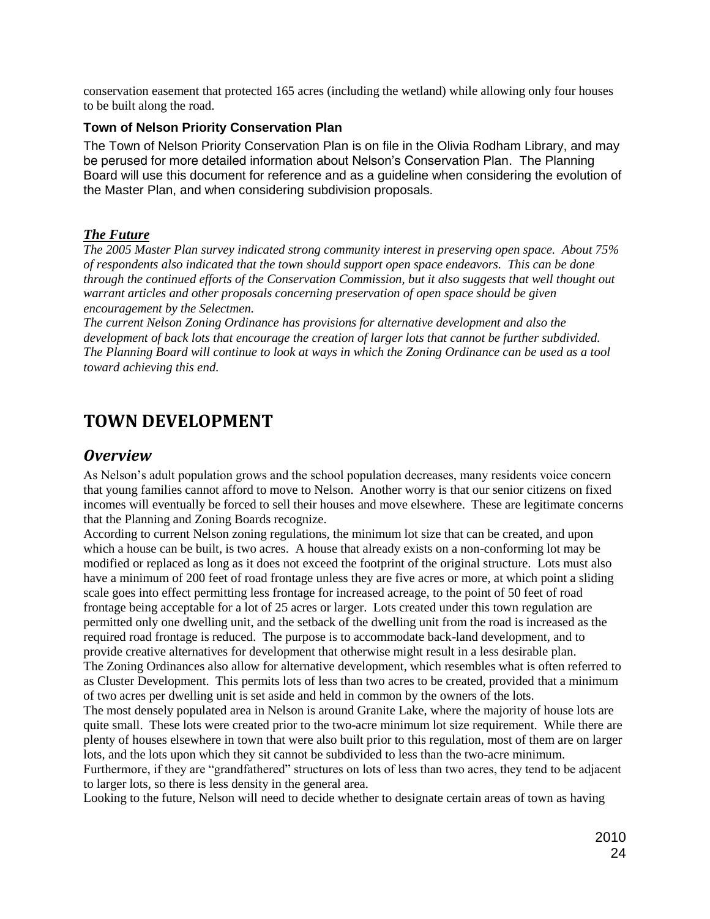conservation easement that protected 165 acres (including the wetland) while allowing only four houses to be built along the road.

### Town of Nelson Priority Conservation Plan

The Town of Nelson Priority Conservation Plan is on file in the Olivia Rodham Library, and may be perused for more detailed information about Nelson's Conservation Plan. The Planning Board will use this document for reference and as a guideline when considering the evolution of the Master Plan, and when considering subdivision proposals.

### ***The Future***

*The 2005 Master Plan survey indicated strong community interest in preserving open space. About 75% of respondents also indicated that the town should support open space endeavors. This can be done through the continued efforts of the Conservation Commission, but it also suggests that well thought out warrant articles and other proposals concerning preservation of open space should be given encouragement by the Selectmen.*

*The current Nelson Zoning Ordinance has provisions for alternative development and also the development of back lots that encourage the creation of larger lots that cannot be further subdivided. The Planning Board will continue to look at ways in which the Zoning Ordinance can be used as a tool toward achieving this end.*

# TOWN DEVELOPMENT

## *Overview*

As Nelson's adult population grows and the school population decreases, many residents voice concern that young families cannot afford to move to Nelson. Another worry is that our senior citizens on fixed incomes will eventually be forced to sell their houses and move elsewhere. These are legitimate concerns that the Planning and Zoning Boards recognize.

According to current Nelson zoning regulations, the minimum lot size that can be created, and upon which a house can be built, is two acres. A house that already exists on a non-conforming lot may be modified or replaced as long as it does not exceed the footprint of the original structure. Lots must also have a minimum of 200 feet of road frontage unless they are five acres or more, at which point a sliding scale goes into effect permitting less frontage for increased acreage, to the point of 50 feet of road frontage being acceptable for a lot of 25 acres or larger. Lots created under this town regulation are permitted only one dwelling unit, and the setback of the dwelling unit from the road is increased as the required road frontage is reduced. The purpose is to accommodate back-land development, and to provide creative alternatives for development that otherwise might result in a less desirable plan.

The Zoning Ordinances also allow for alternative development, which resembles what is often referred to as Cluster Development. This permits lots of less than two acres to be created, provided that a minimum of two acres per dwelling unit is set aside and held in common by the owners of the lots.

The most densely populated area in Nelson is around Granite Lake, where the majority of house lots are quite small. These lots were created prior to the two-acre minimum lot size requirement. While there are plenty of houses elsewhere in town that were also built prior to this regulation, most of them are on larger lots, and the lots upon which they sit cannot be subdivided to less than the two-acre minimum. Furthermore, if they are "grandfathered" structures on lots of less than two acres, they tend to be adjacent to larger lots, so there is less density in the general area.

Looking to the future, Nelson will need to decide whether to designate certain areas of town as having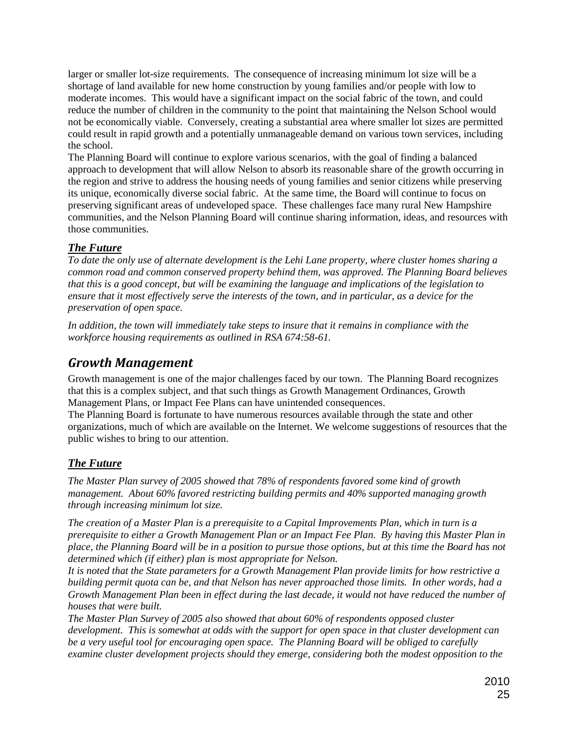larger or smaller lot-size requirements. The consequence of increasing minimum lot size will be a shortage of land available for new home construction by young families and/or people with low to moderate incomes. This would have a significant impact on the social fabric of the town, and could reduce the number of children in the community to the point that maintaining the Nelson School would not be economically viable. Conversely, creating a substantial area where smaller lot sizes are permitted could result in rapid growth and a potentially unmanageable demand on various town services, including the school.

The Planning Board will continue to explore various scenarios, with the goal of finding a balanced approach to development that will allow Nelson to absorb its reasonable share of the growth occurring in the region and strive to address the housing needs of young families and senior citizens while preserving its unique, economically diverse social fabric. At the same time, the Board will continue to focus on preserving significant areas of undeveloped space. These challenges face many rural New Hampshire communities, and the Nelson Planning Board will continue sharing information, ideas, and resources with those communities.

### ***The Future***

*To date the only use of alternate development is the Lehi Lane property, where cluster homes sharing a common road and common conserved property behind them, was approved. The Planning Board believes that this is a good concept, but will be examining the language and implications of the legislation to ensure that it most effectively serve the interests of the town, and in particular, as a device for the preservation of open space.*

*In addition, the town will immediately take steps to insure that it remains in compliance with the workforce housing requirements as outlined in RSA 674:58-61.*

## *Growth Management*

Growth management is one of the major challenges faced by our town. The Planning Board recognizes that this is a complex subject, and that such things as Growth Management Ordinances, Growth Management Plans, or Impact Fee Plans can have unintended consequences.

The Planning Board is fortunate to have numerous resources available through the state and other organizations, much of which are available on the Internet. We welcome suggestions of resources that the public wishes to bring to our attention.

### ***The Future***

*The Master Plan survey of 2005 showed that 78% of respondents favored some kind of growth management. About 60% favored restricting building permits and 40% supported managing growth through increasing minimum lot size.*

*The creation of a Master Plan is a prerequisite to a Capital Improvements Plan, which in turn is a prerequisite to either a Growth Management Plan or an Impact Fee Plan. By having this Master Plan in place, the Planning Board will be in a position to pursue those options, but at this time the Board has not determined which (if either) plan is most appropriate for Nelson.*

*It is noted that the State parameters for a Growth Management Plan provide limits for how restrictive a building permit quota can be, and that Nelson has never approached those limits. In other words, had a Growth Management Plan been in effect during the last decade, it would not have reduced the number of houses that were built.*

*The Master Plan Survey of 2005 also showed that about 60% of respondents opposed cluster development. This is somewhat at odds with the support for open space in that cluster development can be a very useful tool for encouraging open space. The Planning Board will be obliged to carefully examine cluster development projects should they emerge, considering both the modest opposition to the*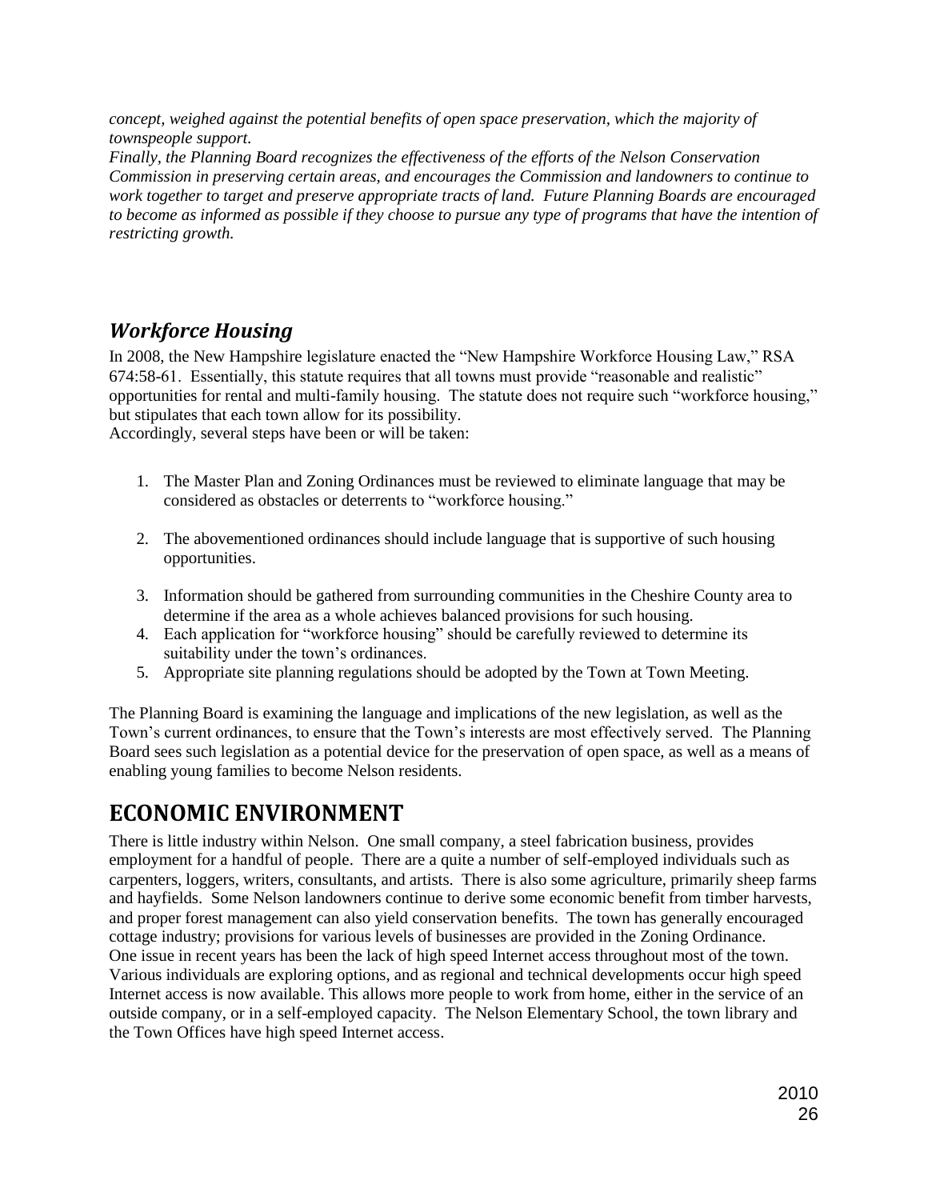*concept, weighed against the potential benefits of open space preservation, which the majority of townspeople support.*

*Finally, the Planning Board recognizes the effectiveness of the efforts of the Nelson Conservation Commission in preserving certain areas, and encourages the Commission and landowners to continue to work together to target and preserve appropriate tracts of land. Future Planning Boards are encouraged to become as informed as possible if they choose to pursue any type of programs that have the intention of restricting growth.*

## *Workforce Housing*

In 2008, the New Hampshire legislature enacted the "New Hampshire Workforce Housing Law," RSA 674:58-61. Essentially, this statute requires that all towns must provide "reasonable and realistic" opportunities for rental and multi-family housing. The statute does not require such "workforce housing," but stipulates that each town allow for its possibility.

Accordingly, several steps have been or will be taken:

1. The Master Plan and Zoning Ordinances must be reviewed to eliminate language that may be considered as obstacles or deterrents to "workforce housing."
2. The abovementioned ordinances should include language that is supportive of such housing opportunities.
3. Information should be gathered from surrounding communities in the Cheshire County area to determine if the area as a whole achieves balanced provisions for such housing.
4. Each application for "workforce housing" should be carefully reviewed to determine its suitability under the town's ordinances.
5. Appropriate site planning regulations should be adopted by the Town at Town Meeting.

The Planning Board is examining the language and implications of the new legislation, as well as the Town's current ordinances, to ensure that the Town's interests are most effectively served. The Planning Board sees such legislation as a potential device for the preservation of open space, as well as a means of enabling young families to become Nelson residents.

# ECONOMIC ENVIRONMENT

There is little industry within Nelson. One small company, a steel fabrication business, provides employment for a handful of people. There are a quite a number of self-employed individuals such as carpenters, loggers, writers, consultants, and artists. There is also some agriculture, primarily sheep farms and hayfields. Some Nelson landowners continue to derive some economic benefit from timber harvests, and proper forest management can also yield conservation benefits. The town has generally encouraged cottage industry; provisions for various levels of businesses are provided in the Zoning Ordinance.

One issue in recent years has been the lack of high speed Internet access throughout most of the town. Various individuals are exploring options, and as regional and technical developments occur high speed Internet access is now available. This allows more people to work from home, either in the service of an outside company, or in a self-employed capacity. The Nelson Elementary School, the town library and the Town Offices have high speed Internet access.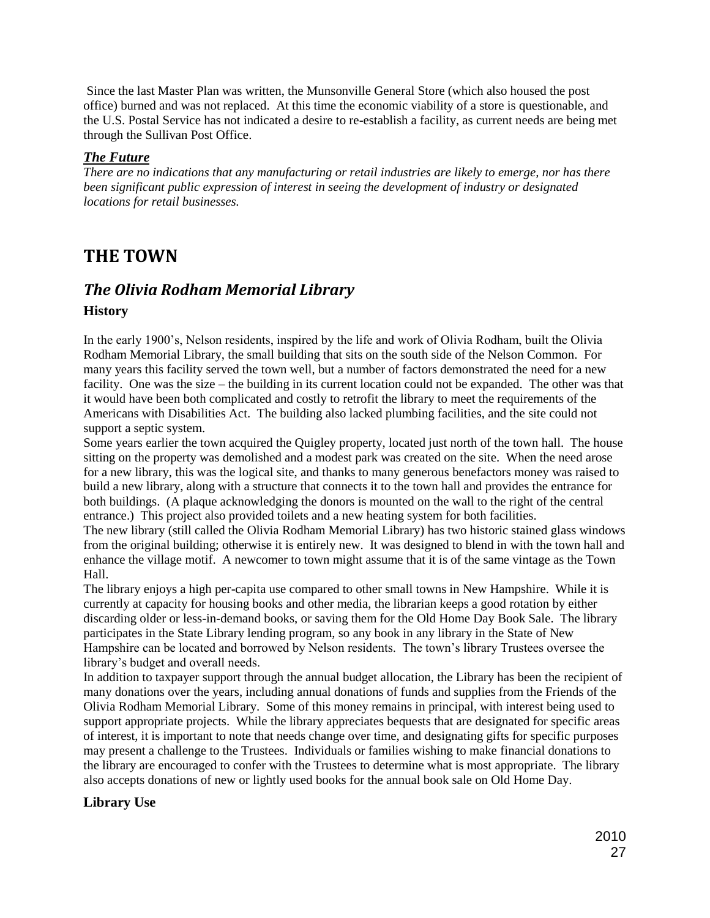Since the last Master Plan was written, the Munsonville General Store (which also housed the post office) burned and was not replaced. At this time the economic viability of a store is questionable, and the U.S. Postal Service has not indicated a desire to re-establish a facility, as current needs are being met through the Sullivan Post Office.

### ***The Future***

*There are no indications that any manufacturing or retail industries are likely to emerge, nor has there been significant public expression of interest in seeing the development of industry or designated locations for retail businesses.*

# THE TOWN

## *The Olivia Rodham Memorial Library*

### History

In the early 1900's, Nelson residents, inspired by the life and work of Olivia Rodham, built the Olivia Rodham Memorial Library, the small building that sits on the south side of the Nelson Common. For many years this facility served the town well, but a number of factors demonstrated the need for a new facility. One was the size – the building in its current location could not be expanded. The other was that it would have been both complicated and costly to retrofit the library to meet the requirements of the Americans with Disabilities Act. The building also lacked plumbing facilities, and the site could not support a septic system.

Some years earlier the town acquired the Quigley property, located just north of the town hall. The house sitting on the property was demolished and a modest park was created on the site. When the need arose for a new library, this was the logical site, and thanks to many generous benefactors money was raised to build a new library, along with a structure that connects it to the town hall and provides the entrance for both buildings. (A plaque acknowledging the donors is mounted on the wall to the right of the central entrance.) This project also provided toilets and a new heating system for both facilities.

The new library (still called the Olivia Rodham Memorial Library) has two historic stained glass windows from the original building; otherwise it is entirely new. It was designed to blend in with the town hall and enhance the village motif. A newcomer to town might assume that it is of the same vintage as the Town Hall.

The library enjoys a high per-capita use compared to other small towns in New Hampshire. While it is currently at capacity for housing books and other media, the librarian keeps a good rotation by either discarding older or less-in-demand books, or saving them for the Old Home Day Book Sale. The library participates in the State Library lending program, so any book in any library in the State of New Hampshire can be located and borrowed by Nelson residents. The town's library Trustees oversee the library's budget and overall needs.

In addition to taxpayer support through the annual budget allocation, the Library has been the recipient of many donations over the years, including annual donations of funds and supplies from the Friends of the Olivia Rodham Memorial Library. Some of this money remains in principal, with interest being used to support appropriate projects. While the library appreciates bequests that are designated for specific areas of interest, it is important to note that needs change over time, and designating gifts for specific purposes may present a challenge to the Trustees. Individuals or families wishing to make financial donations to the library are encouraged to confer with the Trustees to determine what is most appropriate. The library also accepts donations of new or lightly used books for the annual book sale on Old Home Day.

### Library Use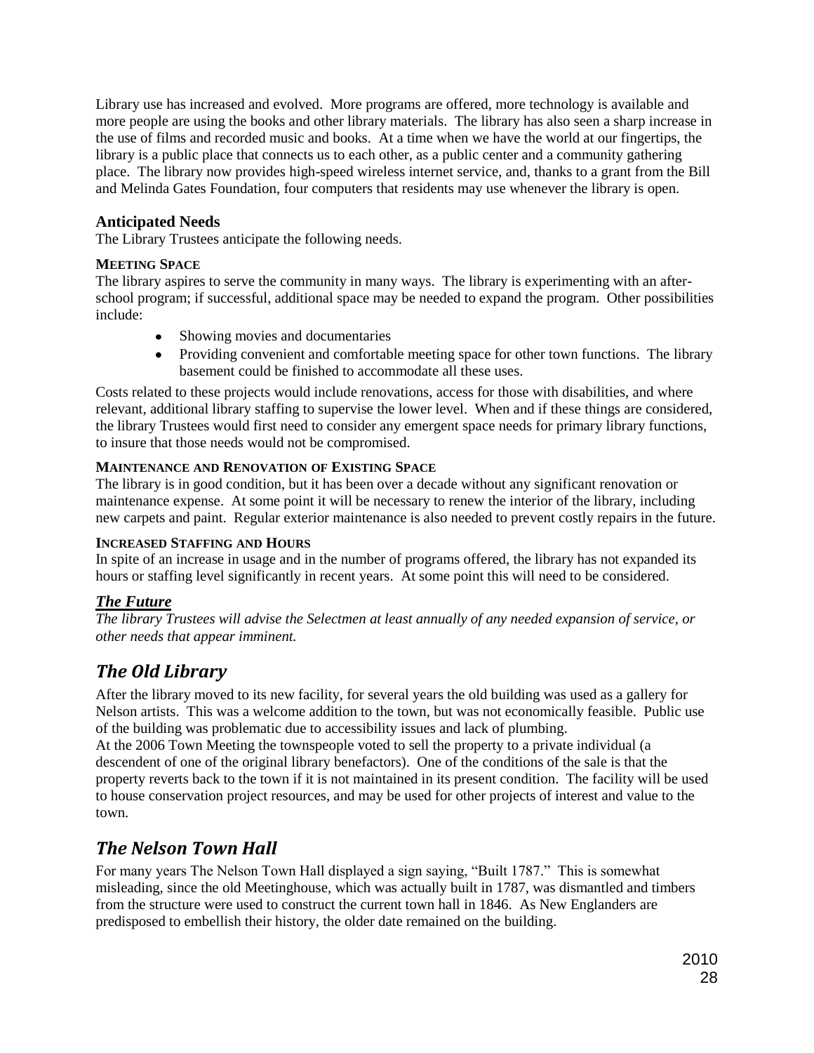Library use has increased and evolved. More programs are offered, more technology is available and more people are using the books and other library materials. The library has also seen a sharp increase in the use of films and recorded music and books. At a time when we have the world at our fingertips, the library is a public place that connects us to each other, as a public center and a community gathering place. The library now provides high-speed wireless internet service, and, thanks to a grant from the Bill and Melinda Gates Foundation, four computers that residents may use whenever the library is open.

### Anticipated Needs

The Library Trustees anticipate the following needs.

#### MEETING SPACE

The library aspires to serve the community in many ways. The library is experimenting with an after-school program; if successful, additional space may be needed to expand the program. Other possibilities include:

- Showing movies and documentaries
- Providing convenient and comfortable meeting space for other town functions. The library basement could be finished to accommodate all these uses.

Costs related to these projects would include renovations, access for those with disabilities, and where relevant, additional library staffing to supervise the lower level. When and if these things are considered, the library Trustees would first need to consider any emergent space needs for primary library functions, to insure that those needs would not be compromised.

#### MAINTENANCE AND RENOVATION OF EXISTING SPACE

The library is in good condition, but it has been over a decade without any significant renovation or maintenance expense. At some point it will be necessary to renew the interior of the library, including new carpets and paint. Regular exterior maintenance is also needed to prevent costly repairs in the future.

#### INCREASED STAFFING AND HOURS

In spite of an increase in usage and in the number of programs offered, the library has not expanded its hours or staffing level significantly in recent years. At some point this will need to be considered.

### ***The Future***

*The library Trustees will advise the Selectmen at least annually of any needed expansion of service, or other needs that appear imminent.*

## *The Old Library*

After the library moved to its new facility, for several years the old building was used as a gallery for Nelson artists. This was a welcome addition to the town, but was not economically feasible. Public use of the building was problematic due to accessibility issues and lack of plumbing.

At the 2006 Town Meeting the townspeople voted to sell the property to a private individual (a descendent of one of the original library benefactors). One of the conditions of the sale is that the property reverts back to the town if it is not maintained in its present condition. The facility will be used to house conservation project resources, and may be used for other projects of interest and value to the town.

## *The Nelson Town Hall*

For many years The Nelson Town Hall displayed a sign saying, "Built 1787." This is somewhat misleading, since the old Meetinghouse, which was actually built in 1787, was dismantled and timbers from the structure were used to construct the current town hall in 1846. As New Englanders are predisposed to embellish their history, the older date remained on the building.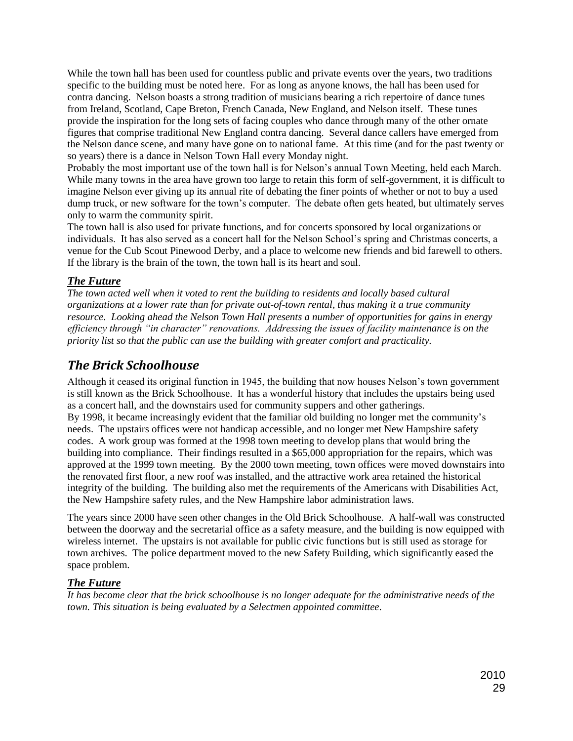While the town hall has been used for countless public and private events over the years, two traditions specific to the building must be noted here. For as long as anyone knows, the hall has been used for contra dancing. Nelson boasts a strong tradition of musicians bearing a rich repertoire of dance tunes from Ireland, Scotland, Cape Breton, French Canada, New England, and Nelson itself. These tunes provide the inspiration for the long sets of facing couples who dance through many of the other ornate figures that comprise traditional New England contra dancing. Several dance callers have emerged from the Nelson dance scene, and many have gone on to national fame. At this time (and for the past twenty or so years) there is a dance in Nelson Town Hall every Monday night.

Probably the most important use of the town hall is for Nelson's annual Town Meeting, held each March. While many towns in the area have grown too large to retain this form of self-government, it is difficult to imagine Nelson ever giving up its annual rite of debating the finer points of whether or not to buy a used dump truck, or new software for the town's computer. The debate often gets heated, but ultimately serves only to warm the community spirit.

The town hall is also used for private functions, and for concerts sponsored by local organizations or individuals. It has also served as a concert hall for the Nelson School's spring and Christmas concerts, a venue for the Cub Scout Pinewood Derby, and a place to welcome new friends and bid farewell to others. If the library is the brain of the town, the town hall is its heart and soul.

### ***The Future***

*The town acted well when it voted to rent the building to residents and locally based cultural organizations at a lower rate than for private out-of-town rental, thus making it a true community resource. Looking ahead the Nelson Town Hall presents a number of opportunities for gains in energy efficiency through "in character" renovations. Addressing the issues of facility maintenance is on the priority list so that the public can use the building with greater comfort and practicality.*

## *The Brick Schoolhouse*

Although it ceased its original function in 1945, the building that now houses Nelson's town government is still known as the Brick Schoolhouse. It has a wonderful history that includes the upstairs being used as a concert hall, and the downstairs used for community suppers and other gatherings.

By 1998, it became increasingly evident that the familiar old building no longer met the community's needs. The upstairs offices were not handicap accessible, and no longer met New Hampshire safety codes. A work group was formed at the 1998 town meeting to develop plans that would bring the building into compliance. Their findings resulted in a $65,000 appropriation for the repairs, which was approved at the 1999 town meeting. By the 2000 town meeting, town offices were moved downstairs into the renovated first floor, a new roof was installed, and the attractive work area retained the historical integrity of the building. The building also met the requirements of the Americans with Disabilities Act, the New Hampshire safety rules, and the New Hampshire labor administration laws.

The years since 2000 have seen other changes in the Old Brick Schoolhouse. A half-wall was constructed between the doorway and the secretarial office as a safety measure, and the building is now equipped with wireless internet. The upstairs is not available for public civic functions but is still used as storage for town archives. The police department moved to the new Safety Building, which significantly eased the space problem.

### ***The Future***

*It has become clear that the brick schoolhouse is no longer adequate for the administrative needs of the town. This situation is being evaluated by a Selectmen appointed committee.*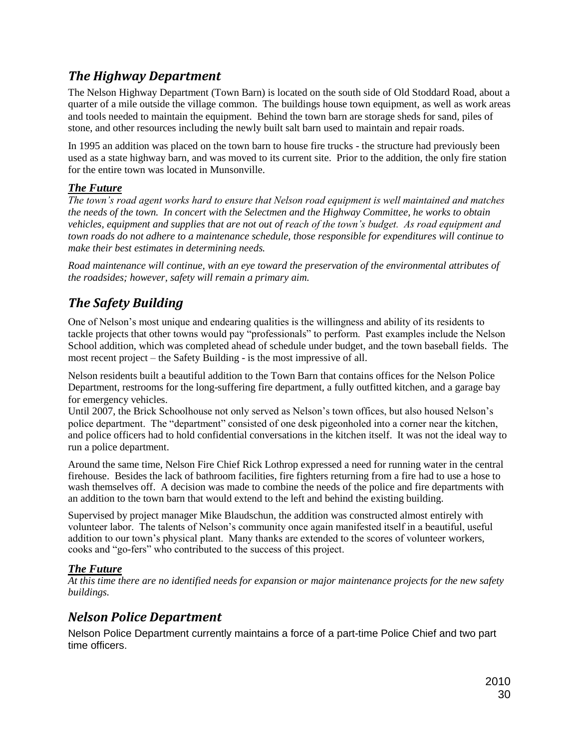## *The Highway Department*

The Nelson Highway Department (Town Barn) is located on the south side of Old Stoddard Road, about a quarter of a mile outside the village common. The buildings house town equipment, as well as work areas and tools needed to maintain the equipment. Behind the town barn are storage sheds for sand, piles of stone, and other resources including the newly built salt barn used to maintain and repair roads.

In 1995 an addition was placed on the town barn to house fire trucks - the structure had previously been used as a state highway barn, and was moved to its current site. Prior to the addition, the only fire station for the entire town was located in Munsonville.

### ***The Future***

*The town's road agent works hard to ensure that Nelson road equipment is well maintained and matches the needs of the town. In concert with the Selectmen and the Highway Committee, he works to obtain vehicles, equipment and supplies that are not out of reach of the town's budget. As road equipment and town roads do not adhere to a maintenance schedule, those responsible for expenditures will continue to make their best estimates in determining needs.*

*Road maintenance will continue, with an eye toward the preservation of the environmental attributes of the roadsides; however, safety will remain a primary aim.*

## *The Safety Building*

One of Nelson's most unique and endearing qualities is the willingness and ability of its residents to tackle projects that other towns would pay "professionals" to perform. Past examples include the Nelson School addition, which was completed ahead of schedule under budget, and the town baseball fields. The most recent project – the Safety Building - is the most impressive of all.

Nelson residents built a beautiful addition to the Town Barn that contains offices for the Nelson Police Department, restrooms for the long-suffering fire department, a fully outfitted kitchen, and a garage bay for emergency vehicles.

Until 2007, the Brick Schoolhouse not only served as Nelson's town offices, but also housed Nelson's police department. The "department" consisted of one desk pigeonholed into a corner near the kitchen, and police officers had to hold confidential conversations in the kitchen itself. It was not the ideal way to run a police department.

Around the same time, Nelson Fire Chief Rick Lothrop expressed a need for running water in the central firehouse. Besides the lack of bathroom facilities, fire fighters returning from a fire had to use a hose to wash themselves off. A decision was made to combine the needs of the police and fire departments with an addition to the town barn that would extend to the left and behind the existing building.

Supervised by project manager Mike Blaudschun, the addition was constructed almost entirely with volunteer labor. The talents of Nelson's community once again manifested itself in a beautiful, useful addition to our town's physical plant. Many thanks are extended to the scores of volunteer workers, cooks and "go-fers" who contributed to the success of this project.

### ***The Future***

*At this time there are no identified needs for expansion or major maintenance projects for the new safety buildings.*

## *Nelson Police Department*

Nelson Police Department currently maintains a force of a part-time Police Chief and two part time officers.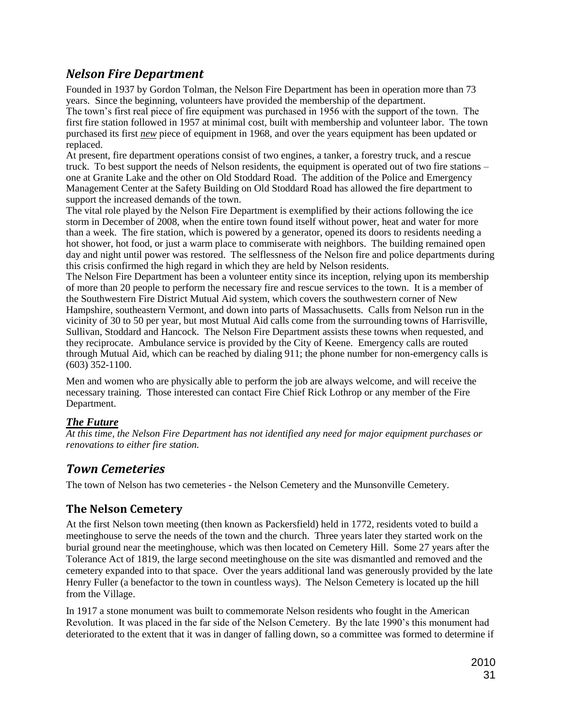## *Nelson Fire Department*

Founded in 1937 by Gordon Tolman, the Nelson Fire Department has been in operation more than 73 years. Since the beginning, volunteers have provided the membership of the department.

The town's first real piece of fire equipment was purchased in 1956 with the support of the town. The first fire station followed in 1957 at minimal cost, built with membership and volunteer labor. The town purchased its first ***new*** piece of equipment in 1968, and over the years equipment has been updated or replaced.

At present, fire department operations consist of two engines, a tanker, a forestry truck, and a rescue truck. To best support the needs of Nelson residents, the equipment is operated out of two fire stations – one at Granite Lake and the other on Old Stoddard Road. The addition of the Police and Emergency Management Center at the Safety Building on Old Stoddard Road has allowed the fire department to support the increased demands of the town.

The vital role played by the Nelson Fire Department is exemplified by their actions following the ice storm in December of 2008, when the entire town found itself without power, heat and water for more than a week. The fire station, which is powered by a generator, opened its doors to residents needing a hot shower, hot food, or just a warm place to commiserate with neighbors. The building remained open day and night until power was restored. The selflessness of the Nelson fire and police departments during this crisis confirmed the high regard in which they are held by Nelson residents.

The Nelson Fire Department has been a volunteer entity since its inception, relying upon its membership of more than 20 people to perform the necessary fire and rescue services to the town. It is a member of the Southwestern Fire District Mutual Aid system, which covers the southwestern corner of New Hampshire, southeastern Vermont, and down into parts of Massachusetts. Calls from Nelson run in the vicinity of 30 to 50 per year, but most Mutual Aid calls come from the surrounding towns of Harrisville, Sullivan, Stoddard and Hancock. The Nelson Fire Department assists these towns when requested, and they reciprocate. Ambulance service is provided by the City of Keene. Emergency calls are routed through Mutual Aid, which can be reached by dialing 911; the phone number for non-emergency calls is (603) 352-1100.

Men and women who are physically able to perform the job are always welcome, and will receive the necessary training. Those interested can contact Fire Chief Rick Lothrop or any member of the Fire Department.

### ***The Future***

*At this time, the Nelson Fire Department has not identified any need for major equipment purchases or renovations to either fire station.*

## *Town Cemeteries*

The town of Nelson has two cemeteries - the Nelson Cemetery and the Munsonville Cemetery.

### The Nelson Cemetery

At the first Nelson town meeting (then known as Packersfield) held in 1772, residents voted to build a meetinghouse to serve the needs of the town and the church. Three years later they started work on the burial ground near the meetinghouse, which was then located on Cemetery Hill. Some 27 years after the Tolerance Act of 1819, the large second meetinghouse on the site was dismantled and removed and the cemetery expanded into to that space. Over the years additional land was generously provided by the late Henry Fuller (a benefactor to the town in countless ways). The Nelson Cemetery is located up the hill from the Village.

In 1917 a stone monument was built to commemorate Nelson residents who fought in the American Revolution. It was placed in the far side of the Nelson Cemetery. By the late 1990's this monument had deteriorated to the extent that it was in danger of falling down, so a committee was formed to determine if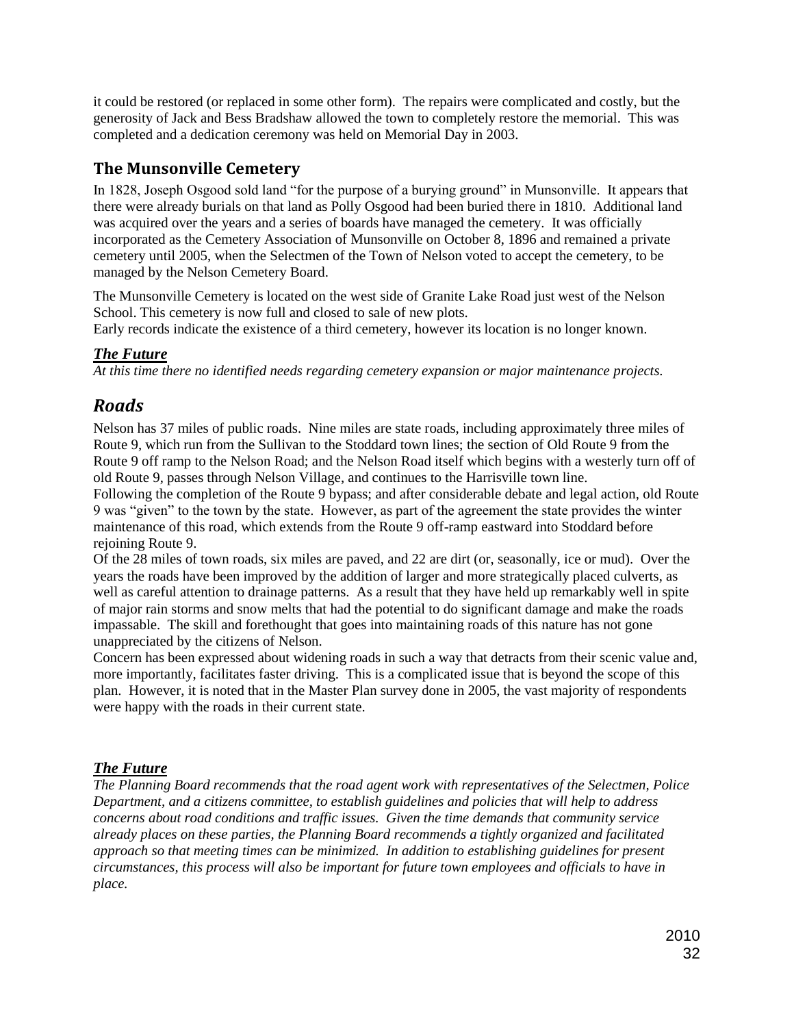it could be restored (or replaced in some other form). The repairs were complicated and costly, but the generosity of Jack and Bess Bradshaw allowed the town to completely restore the memorial. This was completed and a dedication ceremony was held on Memorial Day in 2003.

### The Munsonville Cemetery

In 1828, Joseph Osgood sold land "for the purpose of a burying ground" in Munsonville. It appears that there were already burials on that land as Polly Osgood had been buried there in 1810. Additional land was acquired over the years and a series of boards have managed the cemetery. It was officially incorporated as the Cemetery Association of Munsonville on October 8, 1896 and remained a private cemetery until 2005, when the Selectmen of the Town of Nelson voted to accept the cemetery, to be managed by the Nelson Cemetery Board.

The Munsonville Cemetery is located on the west side of Granite Lake Road just west of the Nelson School. This cemetery is now full and closed to sale of new plots.
Early records indicate the existence of a third cemetery, however its location is no longer known.

#### *The Future*

*At this time there no identified needs regarding cemetery expansion or major maintenance projects.*

## *Roads*

Nelson has 37 miles of public roads. Nine miles are state roads, including approximately three miles of Route 9, which run from the Sullivan to the Stoddard town lines; the section of Old Route 9 from the Route 9 off ramp to the Nelson Road; and the Nelson Road itself which begins with a westerly turn off of old Route 9, passes through Nelson Village, and continues to the Harrisville town line.
Following the completion of the Route 9 bypass; and after considerable debate and legal action, old Route 9 was "given" to the town by the state. However, as part of the agreement the state provides the winter maintenance of this road, which extends from the Route 9 off-ramp eastward into Stoddard before rejoining Route 9.
Of the 28 miles of town roads, six miles are paved, and 22 are dirt (or, seasonally, ice or mud). Over the years the roads have been improved by the addition of larger and more strategically placed culverts, as well as careful attention to drainage patterns. As a result that they have held up remarkably well in spite of major rain storms and snow melts that had the potential to do significant damage and make the roads impassable. The skill and forethought that goes into maintaining roads of this nature has not gone unappreciated by the citizens of Nelson.
Concern has been expressed about widening roads in such a way that detracts from their scenic value and, more importantly, facilitates faster driving. This is a complicated issue that is beyond the scope of this plan. However, it is noted that in the Master Plan survey done in 2005, the vast majority of respondents were happy with the roads in their current state.

#### *The Future*

*The Planning Board recommends that the road agent work with representatives of the Selectmen, Police Department, and a citizens committee, to establish guidelines and policies that will help to address concerns about road conditions and traffic issues. Given the time demands that community service already places on these parties, the Planning Board recommends a tightly organized and facilitated approach so that meeting times can be minimized. In addition to establishing guidelines for present circumstances, this process will also be important for future town employees and officials to have in place.*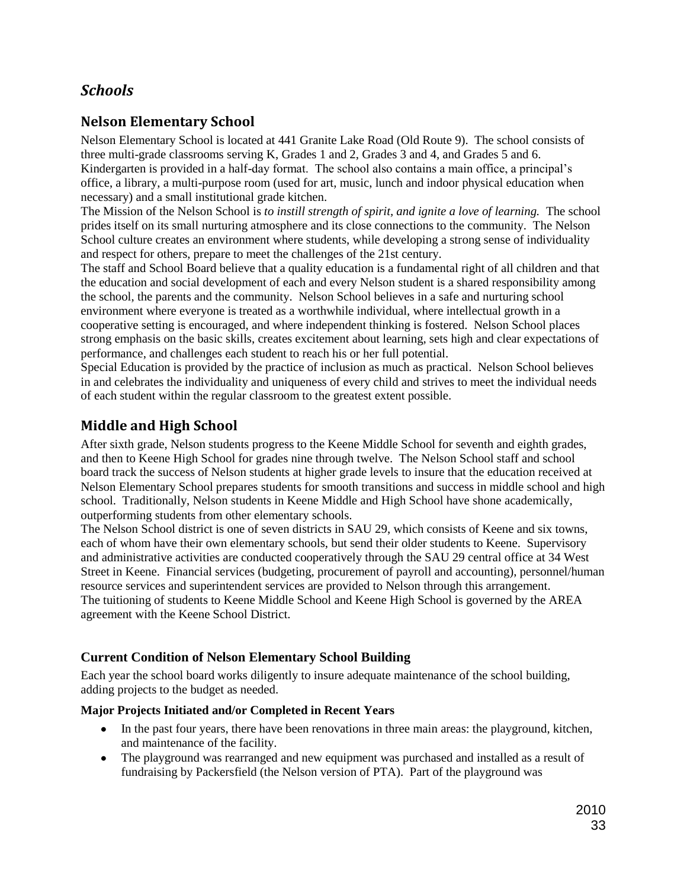## *Schools*

### Nelson Elementary School

Nelson Elementary School is located at 441 Granite Lake Road (Old Route 9). The school consists of three multi-grade classrooms serving K, Grades 1 and 2, Grades 3 and 4, and Grades 5 and 6. Kindergarten is provided in a half-day format. The school also contains a main office, a principal's office, a library, a multi-purpose room (used for art, music, lunch and indoor physical education when necessary) and a small institutional grade kitchen.

The Mission of the Nelson School is *to instill strength of spirit, and ignite a love of learning.* The school prides itself on its small nurturing atmosphere and its close connections to the community. The Nelson School culture creates an environment where students, while developing a strong sense of individuality and respect for others, prepare to meet the challenges of the 21st century.

The staff and School Board believe that a quality education is a fundamental right of all children and that the education and social development of each and every Nelson student is a shared responsibility among the school, the parents and the community. Nelson School believes in a safe and nurturing school environment where everyone is treated as a worthwhile individual, where intellectual growth in a cooperative setting is encouraged, and where independent thinking is fostered. Nelson School places strong emphasis on the basic skills, creates excitement about learning, sets high and clear expectations of performance, and challenges each student to reach his or her full potential.

Special Education is provided by the practice of inclusion as much as practical. Nelson School believes in and celebrates the individuality and uniqueness of every child and strives to meet the individual needs of each student within the regular classroom to the greatest extent possible.

### Middle and High School

After sixth grade, Nelson students progress to the Keene Middle School for seventh and eighth grades, and then to Keene High School for grades nine through twelve. The Nelson School staff and school board track the success of Nelson students at higher grade levels to insure that the education received at Nelson Elementary School prepares students for smooth transitions and success in middle school and high school. Traditionally, Nelson students in Keene Middle and High School have shone academically, outperforming students from other elementary schools.

The Nelson School district is one of seven districts in SAU 29, which consists of Keene and six towns, each of whom have their own elementary schools, but send their older students to Keene. Supervisory and administrative activities are conducted cooperatively through the SAU 29 central office at 34 West Street in Keene. Financial services (budgeting, procurement of payroll and accounting), personnel/human resource services and superintendent services are provided to Nelson through this arrangement.

The tuitioning of students to Keene Middle School and Keene High School is governed by the AREA agreement with the Keene School District.

#### Current Condition of Nelson Elementary School Building

Each year the school board works diligently to insure adequate maintenance of the school building, adding projects to the budget as needed.

**Major Projects Initiated and/or Completed in Recent Years**

- In the past four years, there have been renovations in three main areas: the playground, kitchen, and maintenance of the facility.
- The playground was rearranged and new equipment was purchased and installed as a result of fundraising by Packersfield (the Nelson version of PTA). Part of the playground was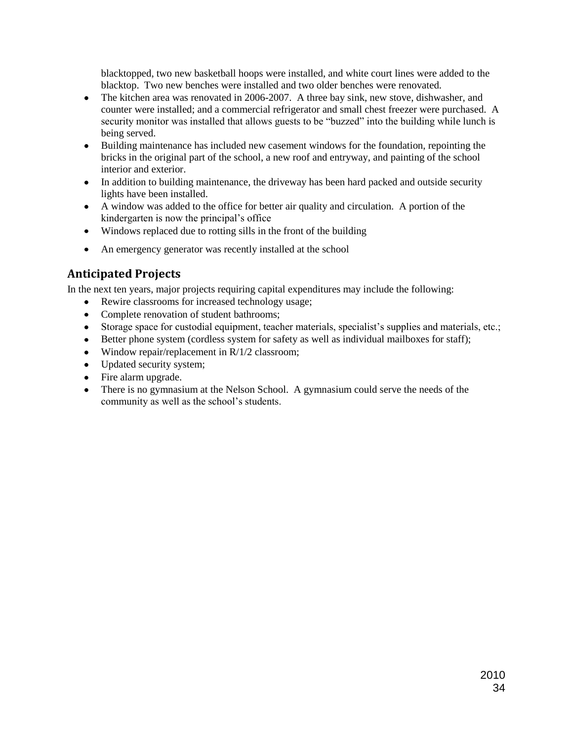blacktopped, two new basketball hoops were installed, and white court lines were added to the blacktop. Two new benches were installed and two older benches were renovated.

- The kitchen area was renovated in 2006-2007. A three bay sink, new stove, dishwasher, and counter were installed; and a commercial refrigerator and small chest freezer were purchased. A security monitor was installed that allows guests to be "buzzed" into the building while lunch is being served.
- Building maintenance has included new casement windows for the foundation, repointing the bricks in the original part of the school, a new roof and entryway, and painting of the school interior and exterior.
- In addition to building maintenance, the driveway has been hard packed and outside security lights have been installed.
- A window was added to the office for better air quality and circulation. A portion of the kindergarten is now the principal's office
- Windows replaced due to rotting sills in the front of the building
- An emergency generator was recently installed at the school

## Anticipated Projects

In the next ten years, major projects requiring capital expenditures may include the following:

- Rewire classrooms for increased technology usage;
- Complete renovation of student bathrooms;
- Storage space for custodial equipment, teacher materials, specialist's supplies and materials, etc.;
- Better phone system (cordless system for safety as well as individual mailboxes for staff);
- Window repair/replacement in R/1/2 classroom;
- Updated security system;
- Fire alarm upgrade.
- There is no gymnasium at the Nelson School. A gymnasium could serve the needs of the community as well as the school's students.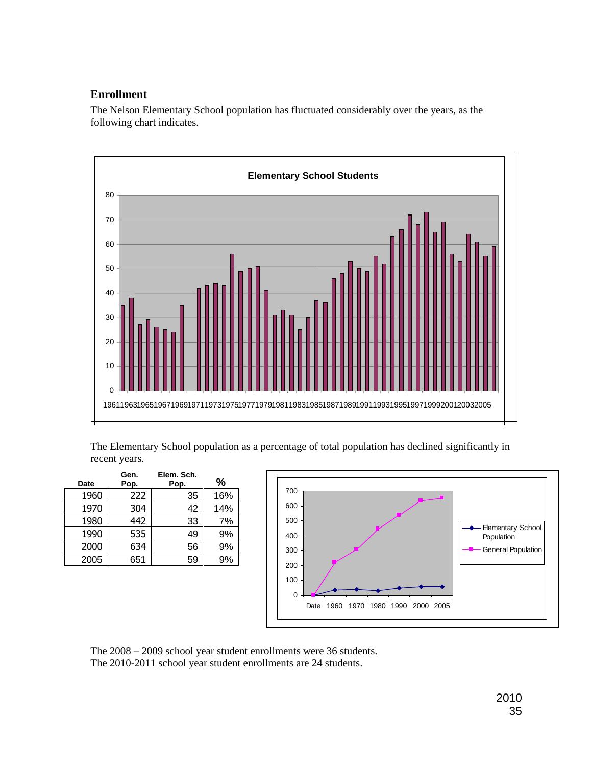## Enrollment

The Nelson Elementary School population has fluctuated considerably over the years, as the following chart indicates.

The Elementary School population as a percentage of total population has declined significantly in recent years.

| Date | Gen. Pop. | Elem. Sch. Pop. | % |
|---|---|---|---|
| 1960 | 222 | 35 | 16% |
| 1970 | 304 | 42 | 14% |
| 1980 | 442 | 33 | 7% |
| 1990 | 535 | 49 | 9% |
| 2000 | 634 | 56 | 9% |
| 2005 | 651 | 59 | 9% |

The 2008 – 2009 school year student enrollments were 36 students.
The 2010-2011 school year student enrollments are 24 students.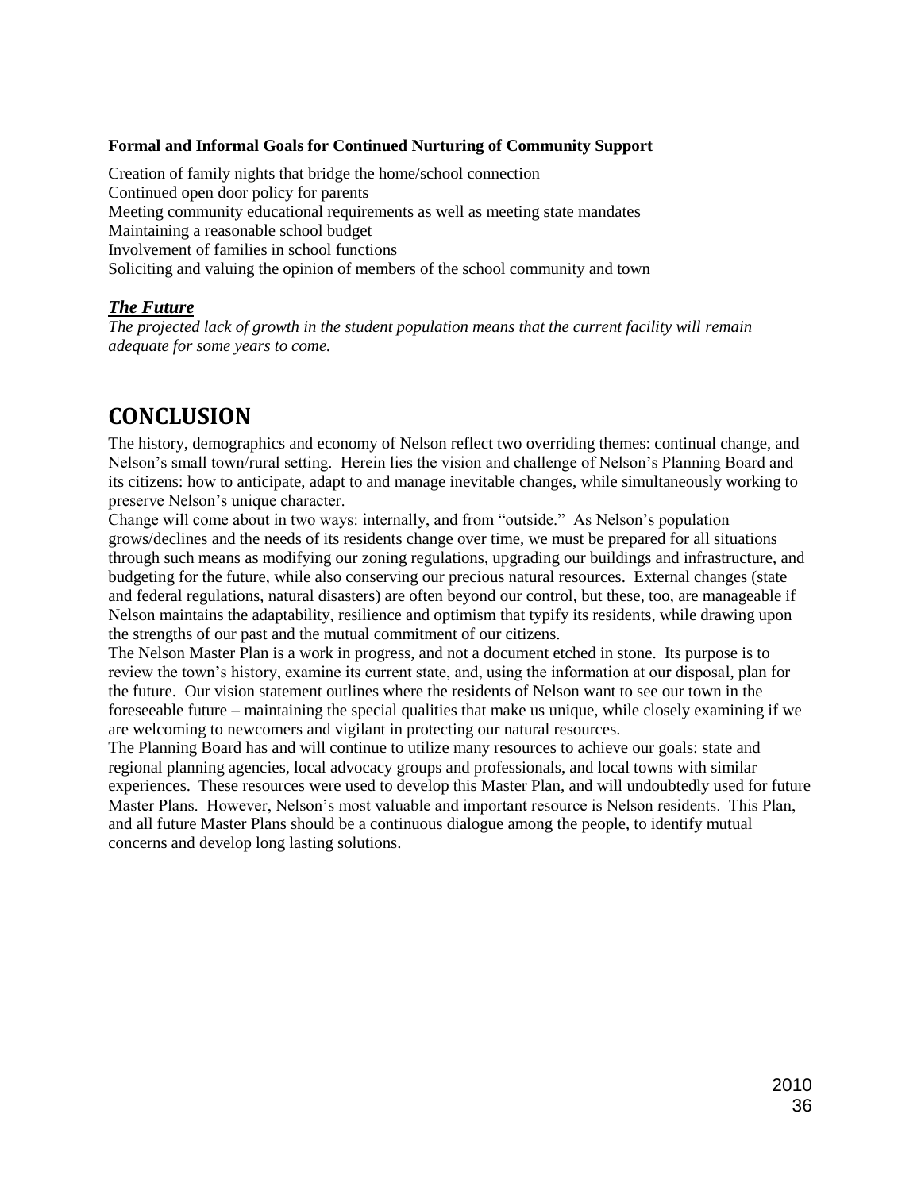**Formal and Informal Goals for Continued Nurturing of Community Support**

Creation of family nights that bridge the home/school connection
Continued open door policy for parents
Meeting community educational requirements as well as meeting state mandates
Maintaining a reasonable school budget
Involvement of families in school functions
Soliciting and valuing the opinion of members of the school community and town

### ***The Future***

*The projected lack of growth in the student population means that the current facility will remain adequate for some years to come.*

# CONCLUSION

The history, demographics and economy of Nelson reflect two overriding themes: continual change, and Nelson's small town/rural setting. Herein lies the vision and challenge of Nelson's Planning Board and its citizens: how to anticipate, adapt to and manage inevitable changes, while simultaneously working to preserve Nelson's unique character.

Change will come about in two ways: internally, and from "outside." As Nelson's population grows/declines and the needs of its residents change over time, we must be prepared for all situations through such means as modifying our zoning regulations, upgrading our buildings and infrastructure, and budgeting for the future, while also conserving our precious natural resources. External changes (state and federal regulations, natural disasters) are often beyond our control, but these, too, are manageable if Nelson maintains the adaptability, resilience and optimism that typify its residents, while drawing upon the strengths of our past and the mutual commitment of our citizens.

The Nelson Master Plan is a work in progress, and not a document etched in stone. Its purpose is to review the town's history, examine its current state, and, using the information at our disposal, plan for the future. Our vision statement outlines where the residents of Nelson want to see our town in the foreseeable future – maintaining the special qualities that make us unique, while closely examining if we are welcoming to newcomers and vigilant in protecting our natural resources.

The Planning Board has and will continue to utilize many resources to achieve our goals: state and regional planning agencies, local advocacy groups and professionals, and local towns with similar experiences. These resources were used to develop this Master Plan, and will undoubtedly used for future Master Plans. However, Nelson's most valuable and important resource is Nelson residents. This Plan, and all future Master Plans should be a continuous dialogue among the people, to identify mutual concerns and develop long lasting solutions.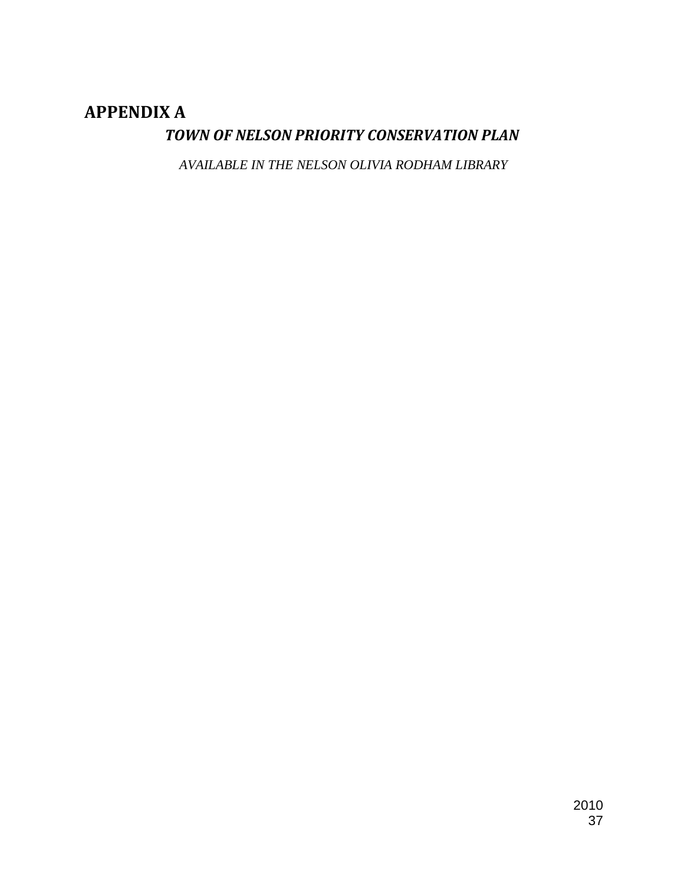# APPENDIX A

## *TOWN OF NELSON PRIORITY CONSERVATION PLAN*

*AVAILABLE IN THE NELSON OLIVIA RODHAM LIBRARY*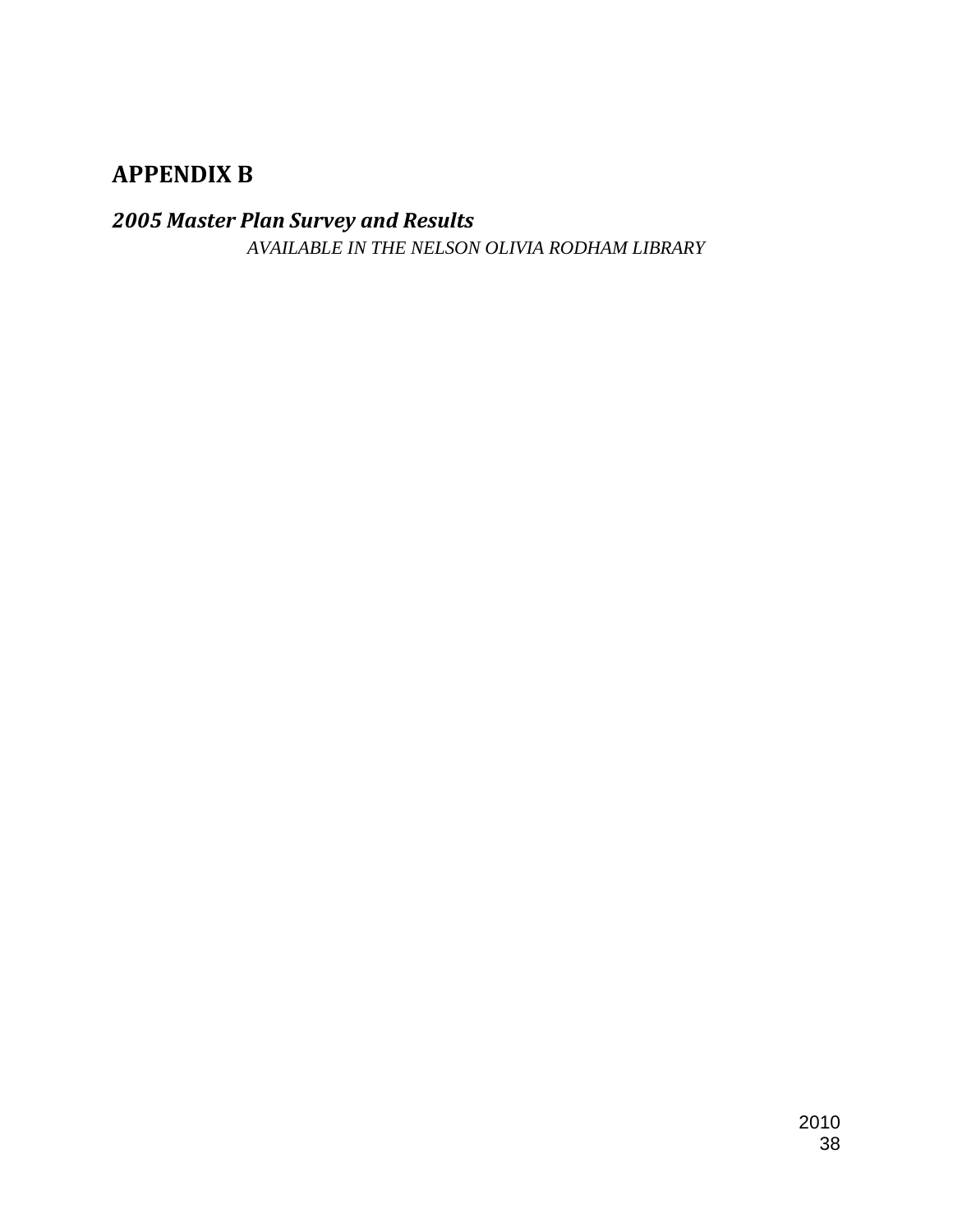# APPENDIX B

## *2005 Master Plan Survey and Results*

*AVAILABLE IN THE NELSON OLIVIA RODHAM LIBRARY*